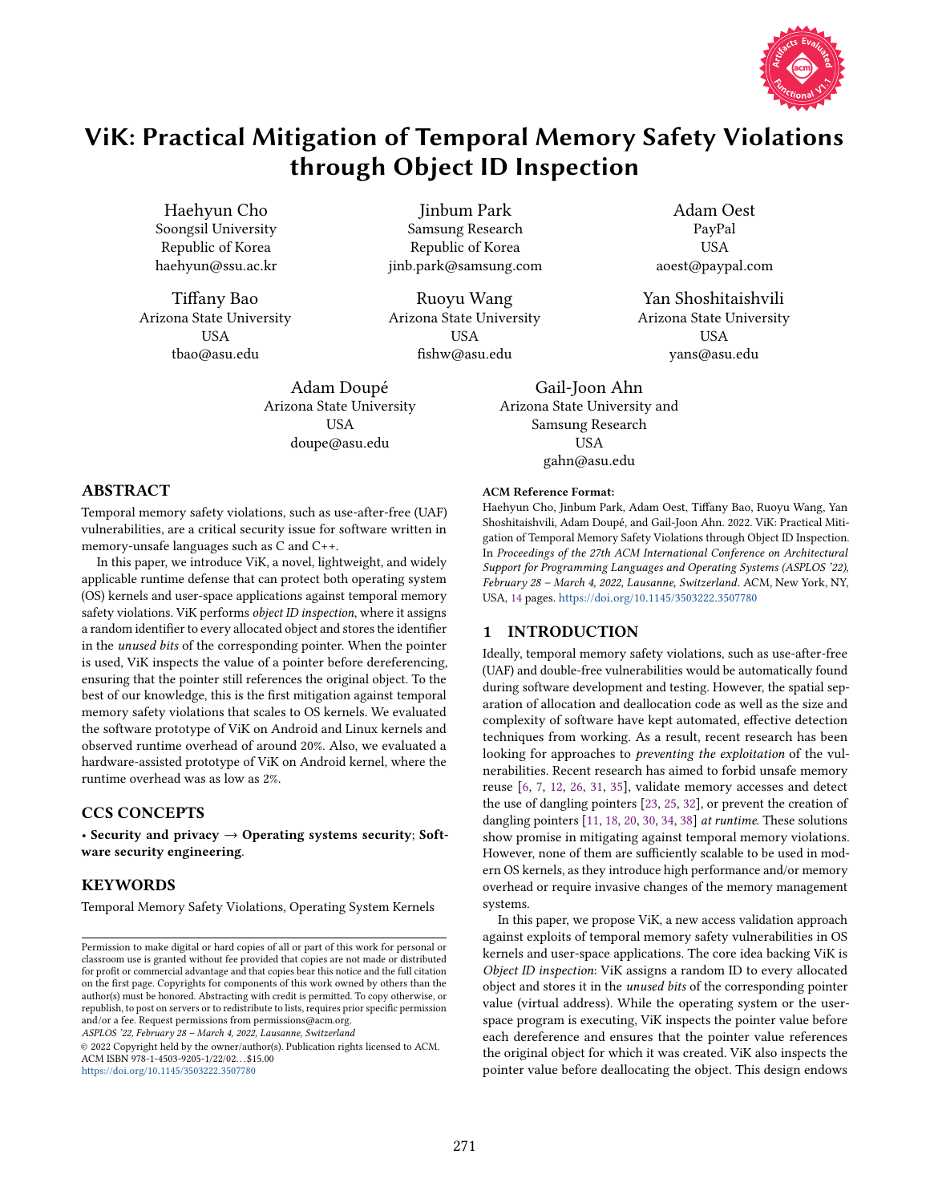# ViK: Practical Mitigation of Temporal Memory Safety Violations through Object ID Inspection

Haehyun Cho
Soongsil University
Republic of Korea
haehyun@ssu.ac.kr

Jinbum Park
Samsung Research
Republic of Korea
jinb.park@samsung.com

Adam Oest
PayPal
USA
aoest@paypal.com

Tiffany Bao
Arizona State University
USA
tbao@asu.edu

Ruoyu Wang
Arizona State University
USA
fishw@asu.edu

Yan Shoshitaishvili
Arizona State University
USA
yans@asu.edu

Adam Doupé
Arizona State University
USA
doupe@asu.edu

Gail-Joon Ahn
Arizona State University and
Samsung Research
USA
gahn@asu.edu

## ABSTRACT

Temporal memory safety violations, such as use-after-free (UAF) vulnerabilities, are a critical security issue for software written in memory-unsafe languages such as C and C++.

In this paper, we introduce ViK, a novel, lightweight, and widely applicable runtime defense that can protect both operating system (OS) kernels and user-space applications against temporal memory safety violations. ViK performs *object ID inspection*, where it assigns a random identifier to every allocated object and stores the identifier in the *unused bits* of the corresponding pointer. When the pointer is used, ViK inspects the value of a pointer before dereferencing, ensuring that the pointer still references the original object. To the best of our knowledge, this is the first mitigation against temporal memory safety violations that scales to OS kernels. We evaluated the software prototype of ViK on Android and Linux kernels and observed runtime overhead of around 20%. Also, we evaluated a hardware-assisted prototype of ViK on Android kernel, where the runtime overhead was as low as 2%.

## CCS CONCEPTS

• **Security and privacy** → **Operating systems security**; **Software security engineering**.

## KEYWORDS

Temporal Memory Safety Violations, Operating System Kernels

Permission to make digital or hard copies of all or part of this work for personal or classroom use is granted without fee provided that copies are not made or distributed for profit or commercial advantage and that copies bear this notice and the full citation on the first page. Copyrights for components of this work owned by others than the author(s) must be honored. Abstracting with credit is permitted. To copy otherwise, or republish, to post on servers or to redistribute to lists, requires prior specific permission and/or a fee. Request permissions from permissions@acm.org.
*ASPLOS '22, February 28 – March 4, 2022, Lausanne, Switzerland*
© 2022 Copyright held by the owner/author(s). Publication rights licensed to ACM.
ACM ISBN 978-1-4503-9205-1/22/02...$15.00
https://doi.org/10.1145/3503222.3507780

**ACM Reference Format:**
Haehyun Cho, Jinbum Park, Adam Oest, Tiffany Bao, Ruoyu Wang, Yan Shoshitaishvili, Adam Doupé, and Gail-Joon Ahn. 2022. ViK: Practical Mitigation of Temporal Memory Safety Violations through Object ID Inspection. In *Proceedings of the 27th ACM International Conference on Architectural Support for Programming Languages and Operating Systems (ASPLOS '22), February 28 – March 4, 2022, Lausanne, Switzerland.* ACM, New York, NY, USA, 14 pages. https://doi.org/10.1145/3503222.3507780

## 1 INTRODUCTION

Ideally, temporal memory safety violations, such as use-after-free (UAF) and double-free vulnerabilities would be automatically found during software development and testing. However, the spatial separation of allocation and deallocation code as well as the size and complexity of software have kept automated, effective detection techniques from working. As a result, recent research has been looking for approaches to *preventing the exploitation* of the vulnerabilities. Recent research has aimed to forbid unsafe memory reuse [6, 7, 12, 26, 31, 35], validate memory accesses and detect the use of dangling pointers [23, 25, 32], or prevent the creation of dangling pointers [11, 18, 20, 30, 34, 38] *at runtime*. These solutions show promise in mitigating against temporal memory violations. However, none of them are sufficiently scalable to be used in modern OS kernels, as they introduce high performance and/or memory overhead or require invasive changes of the memory management systems.

In this paper, we propose ViK, a new access validation approach against exploits of temporal memory safety vulnerabilities in OS kernels and user-space applications. The core idea backing ViK is *Object ID inspection*: ViK assigns a random ID to every allocated object and stores it in the *unused bits* of the corresponding pointer value (virtual address). While the operating system or the user-space program is executing, ViK inspects the pointer value before each dereference and ensures that the pointer value references the original object for which it was created. ViK also inspects the pointer value before deallocating the object. This design endows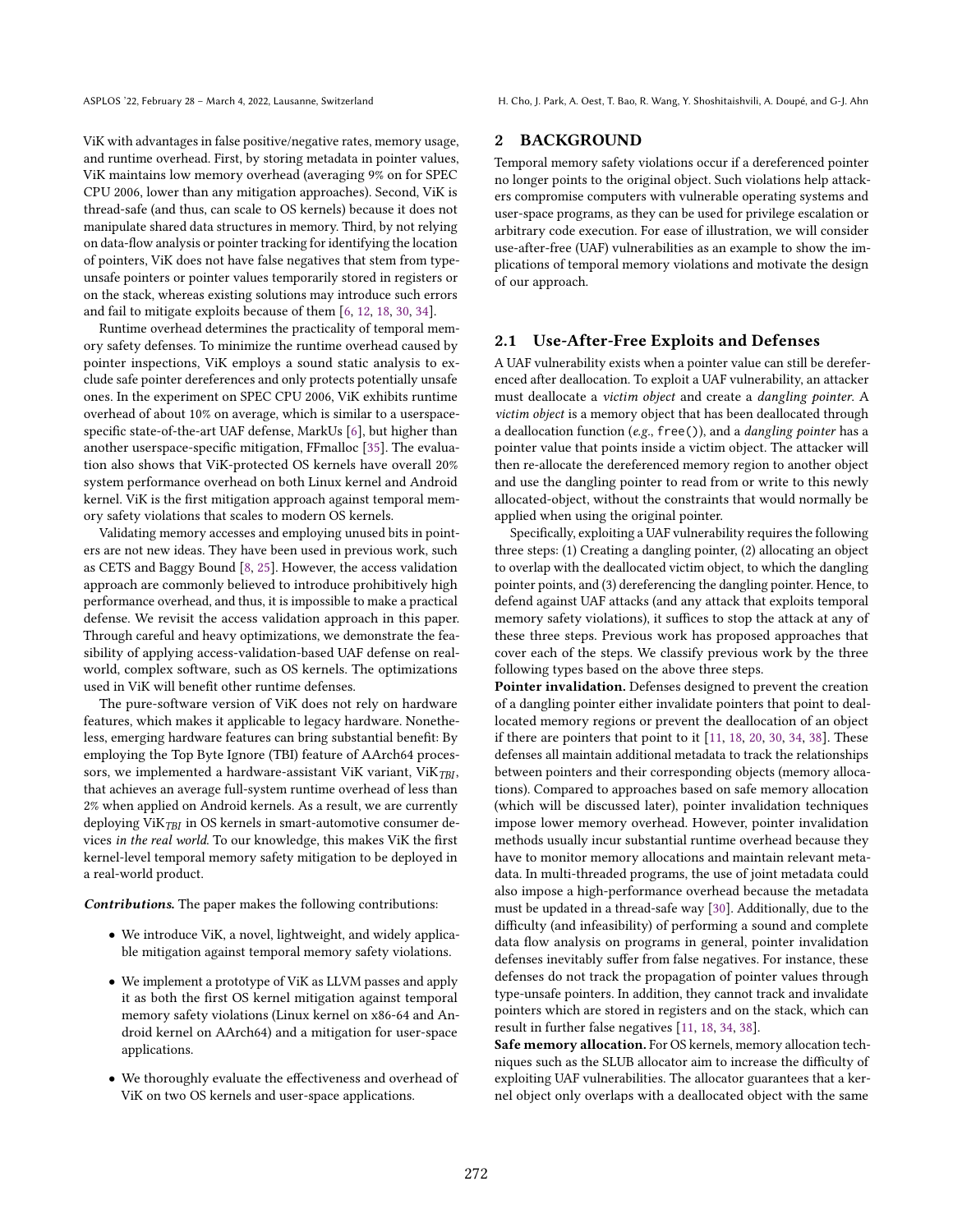ViK with advantages in false positive/negative rates, memory usage, and runtime overhead. First, by storing metadata in pointer values, ViK maintains low memory overhead (averaging 9% on for SPEC CPU 2006, lower than any mitigation approaches). Second, ViK is thread-safe (and thus, can scale to OS kernels) because it does not manipulate shared data structures in memory. Third, by not relying on data-flow analysis or pointer tracking for identifying the location of pointers, ViK does not have false negatives that stem from type-unsafe pointers or pointer values temporarily stored in registers or on the stack, whereas existing solutions may introduce such errors and fail to mitigate exploits because of them [6, 12, 18, 30, 34].

Runtime overhead determines the practicality of temporal memory safety defenses. To minimize the runtime overhead caused by pointer inspections, ViK employs a sound static analysis to exclude safe pointer dereferences and only protects potentially unsafe ones. In the experiment on SPEC CPU 2006, ViK exhibits runtime overhead of about 10% on average, which is similar to a userspace-specific state-of-the-art UAF defense, MarkUs [6], but higher than another userspace-specific mitigation, FFmalloc [35]. The evaluation also shows that ViK-protected OS kernels have overall 20% system performance overhead on both Linux kernel and Android kernel. ViK is the first mitigation approach against temporal memory safety violations that scales to modern OS kernels.

Validating memory accesses and employing unused bits in pointers are not new ideas. They have been used in previous work, such as CETS and Baggy Bound [8, 25]. However, the access validation approach are commonly believed to introduce prohibitively high performance overhead, and thus, it is impossible to make a practical defense. We revisit the access validation approach in this paper. Through careful and heavy optimizations, we demonstrate the feasibility of applying access-validation-based UAF defense on real-world, complex software, such as OS kernels. The optimizations used in ViK will benefit other runtime defenses.

The pure-software version of ViK does not rely on hardware features, which makes it applicable to legacy hardware. Nonetheless, emerging hardware features can bring substantial benefit: By employing the Top Byte Ignore (TBI) feature of AArch64 processors, we implemented a hardware-assistant ViK variant, ViK$_{TBI}$, that achieves an average full-system runtime overhead of less than 2% when applied on Android kernels. As a result, we are currently deploying ViK$_{TBI}$ in OS kernels in smart-automotive consumer devices *in the real world*. To our knowledge, this makes ViK the first kernel-level temporal memory safety mitigation to be deployed in a real-world product.

***Contributions.*** The paper makes the following contributions:

- We introduce ViK, a novel, lightweight, and widely applicable mitigation against temporal memory safety violations.
- We implement a prototype of ViK as LLVM passes and apply it as both the first OS kernel mitigation against temporal memory safety violations (Linux kernel on x86-64 and Android kernel on AArch64) and a mitigation for user-space applications.
- We thoroughly evaluate the effectiveness and overhead of ViK on two OS kernels and user-space applications.

## 2 BACKGROUND

Temporal memory safety violations occur if a dereferenced pointer no longer points to the original object. Such violations help attackers compromise computers with vulnerable operating systems and user-space programs, as they can be used for privilege escalation or arbitrary code execution. For ease of illustration, we will consider use-after-free (UAF) vulnerabilities as an example to show the implications of temporal memory violations and motivate the design of our approach.

### 2.1 Use-After-Free Exploits and Defenses

A UAF vulnerability exists when a pointer value can still be dereferenced after deallocation. To exploit a UAF vulnerability, an attacker must deallocate a *victim object* and create a *dangling pointer*. A *victim object* is a memory object that has been deallocated through a deallocation function (*e.g.*, `free()`), and a *dangling pointer* has a pointer value that points inside a victim object. The attacker will then re-allocate the dereferenced memory region to another object and use the dangling pointer to read from or write to this newly allocated-object, without the constraints that would normally be applied when using the original pointer.

Specifically, exploiting a UAF vulnerability requires the following three steps: (1) Creating a dangling pointer, (2) allocating an object to overlap with the deallocated victim object, to which the dangling pointer points, and (3) dereferencing the dangling pointer. Hence, to defend against UAF attacks (and any attack that exploits temporal memory safety violations), it suffices to stop the attack at any of these three steps. Previous work has proposed approaches that cover each of the steps. We classify previous work by the three following types based on the above three steps.

**Pointer invalidation.** Defenses designed to prevent the creation of a dangling pointer either invalidate pointers that point to deallocated memory regions or prevent the deallocation of an object if there are pointers that point to it [11, 18, 20, 30, 34, 38]. These defenses all maintain additional metadata to track the relationships between pointers and their corresponding objects (memory allocations). Compared to approaches based on safe memory allocation (which will be discussed later), pointer invalidation techniques impose lower memory overhead. However, pointer invalidation methods usually incur substantial runtime overhead because they have to monitor memory allocations and maintain relevant metadata. In multi-threaded programs, the use of joint metadata could also impose a high-performance overhead because the metadata must be updated in a thread-safe way [30]. Additionally, due to the difficulty (and infeasibility) of performing a sound and complete data flow analysis on programs in general, pointer invalidation defenses inevitably suffer from false negatives. For instance, these defenses do not track the propagation of pointer values through type-unsafe pointers. In addition, they cannot track and invalidate pointers which are stored in registers and on the stack, which can result in further false negatives [11, 18, 34, 38].

**Safe memory allocation.** For OS kernels, memory allocation techniques such as the SLUB allocator aim to increase the difficulty of exploiting UAF vulnerabilities. The allocator guarantees that a kernel object only overlaps with a deallocated object with the same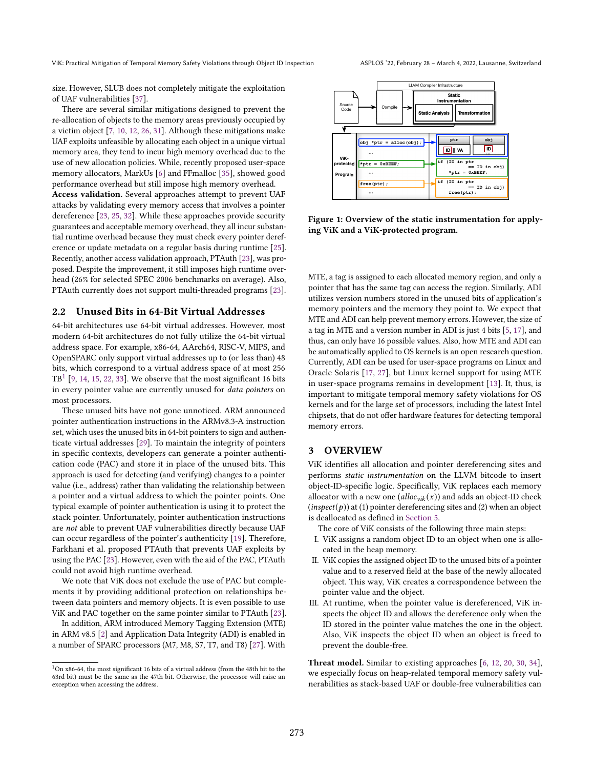size. However, SLUB does not completely mitigate the exploitation of UAF vulnerabilities [37].

There are several similar mitigations designed to prevent the re-allocation of objects to the memory areas previously occupied by a victim object [7, 10, 12, 26, 31]. Although these mitigations make UAF exploits unfeasible by allocating each object in a unique virtual memory area, they tend to incur high memory overhead due to the use of new allocation policies. While, recently proposed user-space memory allocators, MarkUs [6] and FFmalloc [35], showed good performance overhead but still impose high memory overhead.

**Access validation.** Several approaches attempt to prevent UAF attacks by validating every memory access that involves a pointer dereference [23, 25, 32]. While these approaches provide security guarantees and acceptable memory overhead, they all incur substantial runtime overhead because they must check every pointer dereference or update metadata on a regular basis during runtime [25]. Recently, another access validation approach, PTAuth [23], was proposed. Despite the improvement, it still imposes high runtime overhead (26% for selected SPEC 2006 benchmarks on average). Also, PTAuth currently does not support multi-threaded programs [23].

## 2.2 Unused Bits in 64-Bit Virtual Addresses

64-bit architectures use 64-bit virtual addresses. However, most modern 64-bit architectures do not fully utilize the 64-bit virtual address space. For example, x86-64, AArch64, RISC-V, MIPS, and OpenSPARC only support virtual addresses up to (or less than) 48 bits, which correspond to a virtual address space of at most 256 TB[1] [9, 14, 15, 22, 33]. We observe that the most significant 16 bits in every pointer value are currently unused for *data pointers* on most processors.

These unused bits have not gone unnoticed. ARM announced pointer authentication instructions in the ARMv8.3-A instruction set, which uses the unused bits in 64-bit pointers to sign and authenticate virtual addresses [29]. To maintain the integrity of pointers in specific contexts, developers can generate a pointer authentication code (PAC) and store it in place of the unused bits. This approach is used for detecting (and verifying) changes to a pointer value (i.e., address) rather than validating the relationship between a pointer and a virtual address to which the pointer points. One typical example of pointer authentication is using it to protect the stack pointer. Unfortunately, pointer authentication instructions are *not* able to prevent UAF vulnerabilities directly because UAF can occur regardless of the pointer's authenticity [19]. Therefore, Farkhani et al. proposed PTAuth that prevents UAF exploits by using the PAC [23]. However, even with the aid of the PAC, PTAuth could not avoid high runtime overhead.

We note that ViK does not exclude the use of PAC but complements it by providing additional protection on relationships between data pointers and memory objects. It is even possible to use ViK and PAC together on the same pointer similar to PTAuth [23].

In addition, ARM introduced Memory Tagging Extension (MTE) in ARM v8.5 [2] and Application Data Integrity (ADI) is enabled in a number of SPARC processors (M7, M8, S7, T7, and T8) [27]. With MTE, a tag is assigned to each allocated memory region, and only a pointer that has the same tag can access the region. Similarly, ADI utilizes version numbers stored in the unused bits of application's memory pointers and the memory they point to. We expect that MTE and ADI can help prevent memory errors. However, the size of a tag in MTE and a version number in ADI is just 4 bits [5, 17], and thus, can only have 16 possible values. Also, how MTE and ADI can be automatically applied to OS kernels is an open research question. Currently, ADI can be used for user-space programs on Linux and Oracle Solaris [17, 27], but Linux kernel support for using MTE in user-space programs remains in development [13]. It, thus, is important to mitigate temporal memory safety violations for OS kernels and for the large set of processors, including the latest Intel chipsets, that do not offer hardware features for detecting temporal memory errors.

[1] On x86-64, the most significant 16 bits of a virtual address (from the 48th bit to the 63rd bit) must be the same as the 47th bit. Otherwise, the processor will raise an exception when accessing the address.

**Figure 1: Overview of the static instrumentation for applying ViK and a ViK-protected program.**

# 3 OVERVIEW

ViK identifies all allocation and pointer dereferencing sites and performs *static instrumentation* on the LLVM bitcode to insert object-ID-specific logic. Specifically, ViK replaces each memory allocator with a new one ($alloc_{vik}(x)$) and adds an object-ID check ($inspect(p)$) at (1) pointer dereferencing sites and (2) when an object is deallocated as defined in Section 5.

The core of ViK consists of the following three main steps:

I. ViK assigns a random object ID to an object when one is allocated in the heap memory.
II. ViK copies the assigned object ID to the unused bits of a pointer value and to a reserved field at the base of the newly allocated object. This way, ViK creates a correspondence between the pointer value and the object.
III. At runtime, when the pointer value is dereferenced, ViK inspects the object ID and allows the dereference only when the ID stored in the pointer value matches the one in the object. Also, ViK inspects the object ID when an object is freed to prevent the double-free.

**Threat model.** Similar to existing approaches [6, 12, 20, 30, 34], we especially focus on heap-related temporal memory safety vulnerabilities as stack-based UAF or double-free vulnerabilities can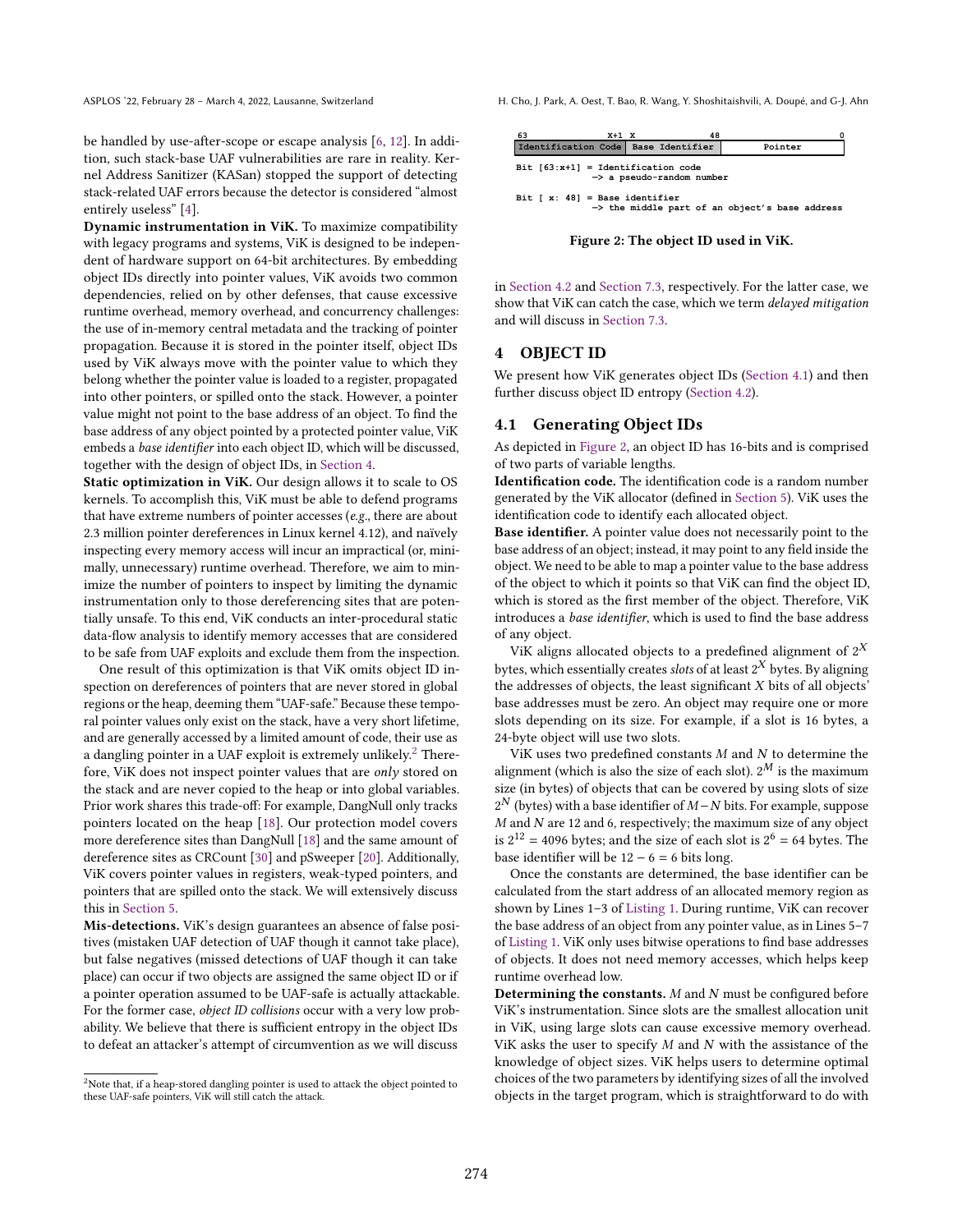be handled by use-after-scope or escape analysis [6, 12]. In addition, such stack-base UAF vulnerabilities are rare in reality. Kernel Address Sanitizer (KASan) stopped the support of detecting stack-related UAF errors because the detector is considered "almost entirely useless" [4].

**Dynamic instrumentation in ViK.** To maximize compatibility with legacy programs and systems, ViK is designed to be independent of hardware support on 64-bit architectures. By embedding object IDs directly into pointer values, ViK avoids two common dependencies, relied on by other defenses, that cause excessive runtime overhead, memory overhead, and concurrency challenges: the use of in-memory central metadata and the tracking of pointer propagation. Because it is stored in the pointer itself, object IDs used by ViK always move with the pointer value to which they belong whether the pointer value is loaded to a register, propagated into other pointers, or spilled onto the stack. However, a pointer value might not point to the base address of an object. To find the base address of any object pointed by a protected pointer value, ViK embeds a *base identifier* into each object ID, which will be discussed, together with the design of object IDs, in Section 4.

**Static optimization in ViK.** Our design allows it to scale to OS kernels. To accomplish this, ViK must be able to defend programs that have extreme numbers of pointer accesses (*e.g.*, there are about 2.3 million pointer dereferences in Linux kernel 4.12), and naïvely inspecting every memory access will incur an impractical (or, minimally, unnecessary) runtime overhead. Therefore, we aim to minimize the number of pointers to inspect by limiting the dynamic instrumentation only to those dereferencing sites that are potentially unsafe. To this end, ViK conducts an inter-procedural static data-flow analysis to identify memory accesses that are considered to be safe from UAF exploits and exclude them from the inspection.

One result of this optimization is that ViK omits object ID inspection on dereferences of pointers that are never stored in global regions or the heap, deeming them "UAF-safe." Because these temporal pointer values only exist on the stack, have a very short lifetime, and are generally accessed by a limited amount of code, their use as a dangling pointer in a UAF exploit is extremely unlikely.[2] Therefore, ViK does not inspect pointer values that are *only* stored on the stack and are never copied to the heap or into global variables. Prior work shares this trade-off: For example, DangNull only tracks pointers located on the heap [18]. Our protection model covers more dereference sites than DangNull [18] and the same amount of dereference sites as CRCount [30] and pSweeper [20]. Additionally, ViK covers pointer values in registers, weak-typed pointers, and pointers that are spilled onto the stack. We will extensively discuss this in Section 5.

**Mis-detections.** ViK's design guarantees an absence of false positives (mistaken UAF detection of UAF though it cannot take place), but false negatives (missed detections of UAF though it can take place) can occur if two objects are assigned the same object ID or if a pointer operation assumed to be UAF-safe is actually attackable. For the former case, *object ID collisions* occur with a very low probability. We believe that there is sufficient entropy in the object IDs to defeat an attacker's attempt of circumvention as we will discuss in Section 4.2 and Section 7.3, respectively. For the latter case, we show that ViK can catch the case, which we term *delayed mitigation* and will discuss in Section 7.3.

[2] Note that, if a heap-stored dangling pointer is used to attack the object pointed to these UAF-safe pointers, ViK will still catch the attack.

```
63          X+1 X              48                                0
| Identification Code | Base Identifier |         Pointer          |

Bit [63:x+1] = Identification code
               -> a pseudo-random number

Bit [ x: 48] = Base identifier
               -> the middle part of an object's base address
```

**Figure 2: The object ID used in ViK.**

## 4 OBJECT ID

We present how ViK generates object IDs (Section 4.1) and then further discuss object ID entropy (Section 4.2).

### 4.1 Generating Object IDs

As depicted in Figure 2, an object ID has 16-bits and is comprised of two parts of variable lengths.

**Identification code.** The identification code is a random number generated by the ViK allocator (defined in Section 5). ViK uses the identification code to identify each allocated object.

**Base identifier.** A pointer value does not necessarily point to the base address of an object; instead, it may point to any field inside the object. We need to be able to map a pointer value to the base address of the object to which it points so that ViK can find the object ID, which is stored as the first member of the object. Therefore, ViK introduces a *base identifier*, which is used to find the base address of any object.

ViK aligns allocated objects to a predefined alignment of $2^X$ bytes, which essentially creates *slots* of at least $2^X$ bytes. By aligning the addresses of objects, the least significant $X$ bits of all objects' base addresses must be zero. An object may require one or more slots depending on its size. For example, if a slot is 16 bytes, a 24-byte object will use two slots.

ViK uses two predefined constants $M$ and $N$ to determine the alignment (which is also the size of each slot). $2^M$ is the maximum size (in bytes) of objects that can be covered by using slots of size $2^N$ (bytes) with a base identifier of $M-N$ bits. For example, suppose $M$ and $N$ are 12 and 6, respectively; the maximum size of any object is $2^{12} = 4096$ bytes; and the size of each slot is $2^6 = 64$ bytes. The base identifier will be $12 - 6 = 6$ bits long.

Once the constants are determined, the base identifier can be calculated from the start address of an allocated memory region as shown by Lines 1–3 of Listing 1. During runtime, ViK can recover the base address of an object from any pointer value, as in Lines 5–7 of Listing 1. ViK only uses bitwise operations to find base addresses of objects. It does not need memory accesses, which helps keep runtime overhead low.

**Determining the constants.** $M$ and $N$ must be configured before ViK's instrumentation. Since slots are the smallest allocation unit in ViK, using large slots can cause excessive memory overhead. ViK asks the user to specify $M$ and $N$ with the assistance of the knowledge of object sizes. ViK helps users to determine optimal choices of the two parameters by identifying sizes of all the involved objects in the target program, which is straightforward to do with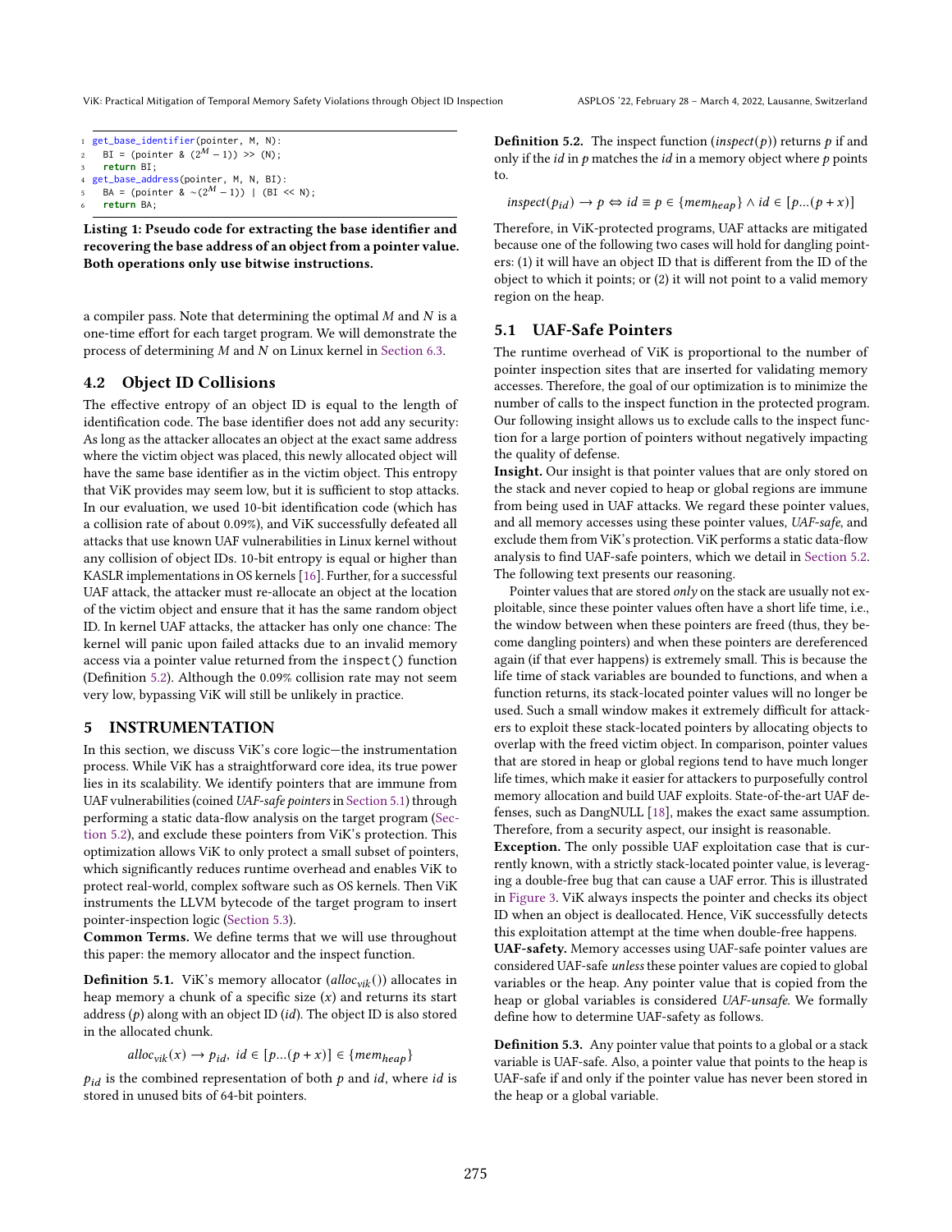```
get_base_identifier(pointer, M, N):
  BI = (pointer & (2^M − 1)) >> (N);
  return BI;
get_base_address(pointer, M, N, BI):
  BA = (pointer & ~(2^M − 1)) | (BI << N);
  return BA;
```

**Listing 1: Pseudo code for extracting the base identifier and recovering the base address of an object from a pointer value. Both operations only use bitwise instructions.**

a compiler pass. Note that determining the optimal $M$ and $N$ is a one-time effort for each target program. We will demonstrate the process of determining $M$ and $N$ on Linux kernel in Section 6.3.

## 4.2 Object ID Collisions

The effective entropy of an object ID is equal to the length of identification code. The base identifier does not add any security: As long as the attacker allocates an object at the exact same address where the victim object was placed, this newly allocated object will have the same base identifier as in the victim object. This entropy that ViK provides may seem low, but it is sufficient to stop attacks. In our evaluation, we used 10-bit identification code (which has a collision rate of about 0.09%), and ViK successfully defeated all attacks that use known UAF vulnerabilities in Linux kernel without any collisions of object IDs. 10-bit entropy is equal or higher than KASLR implementations in OS kernels [16]. Further, for a successful UAF attack, the attacker must re-allocate an object at the location of the victim object and ensure that it has the same random object ID. In kernel UAF attacks, the attacker has only one chance: The kernel will panic upon failed attacks due to an invalid memory access via a pointer value returned from the `inspect()` function (Definition 5.2). Although the 0.09% collision rate may not seem very low, bypassing ViK will still be unlikely in practice.

# 5 INSTRUMENTATION

In this section, we discuss ViK's core logic—the instrumentation process. While ViK has a straightforward core idea, its true power lies in its scalability. We identify pointers that are immune from UAF vulnerabilities (coined *UAF-safe pointers* in Section 5.1) through performing a static data-flow analysis on the target program (Section 5.2), and exclude these pointers from ViK's protection. This optimization allows ViK to only protect a small subset of pointers, which significantly reduces runtime overhead and enables ViK to protect real-world, complex software such as OS kernels. Then ViK instruments the LLVM bytecode of the target program to insert pointer-inspection logic (Section 5.3).

**Common Terms.** We define terms that we will use throughout this paper: the memory allocator and the inspect function.

**Definition 5.1.** ViK's memory allocator ($alloc_{vik}()$) allocates in heap memory a chunk of a specific size ($x$) and returns its start address ($p$) along with an object ID ($id$). The object ID is also stored in the allocated chunk.

$$alloc_{vik}(x) \rightarrow p_{id},\ id \in [p...(p+x)] \in \{mem_{heap}\}$$

$p_{id}$ is the combined representation of both $p$ and $id$, where $id$ is stored in unused bits of 64-bit pointers.

**Definition 5.2.** The inspect function ($inspect(p)$) returns $p$ if and only if the $id$ in $p$ matches the $id$ in a memory object where $p$ points to.

$$inspect(p_{id}) \rightarrow p \Leftrightarrow id \equiv p \in \{mem_{heap}\} \wedge id \in [p...(p+x)]$$

Therefore, in ViK-protected programs, UAF attacks are mitigated because one of the following two cases will hold for dangling pointers: (1) it will have an object ID that is different from the ID of the object to which it points; or (2) it will not point to a valid memory region on the heap.

## 5.1 UAF-Safe Pointers

The runtime overhead of ViK is proportional to the number of pointer inspection sites that are inserted for validating memory accesses. Therefore, the goal of our optimization is to minimize the number of calls to the inspect function in the protected program. Our following insight allows us to exclude calls to the inspect function for a large portion of pointers without negatively impacting the quality of defense.

**Insight.** Our insight is that pointer values that are only stored on the stack and never copied to heap or global regions are immune from being used in UAF attacks. We regard these pointer values, and all memory accesses using these pointer values, *UAF-safe*, and exclude them from ViK's protection. ViK performs a static data-flow analysis to find UAF-safe pointers, which we detail in Section 5.2. The following text presents our reasoning.

Pointer values that are stored *only* on the stack are usually not exploitable, since these pointer values often have a short life time, i.e., the window between when these pointers are freed (thus, they become dangling pointers) and when these pointers are dereferenced again (if that ever happens) is extremely small. This is because the life time of stack variables are bounded to functions, and when a function returns, its stack-located pointer values will no longer be used. Such a small window makes it extremely difficult for attackers to exploit these stack-located pointers by allocating objects to overlap with the freed victim object. In comparison, pointer values that are stored in heap or global regions tend to have much longer life times, which make it easier for attackers to purposefully control memory allocation and build UAF exploits. State-of-the-art UAF defenses, such as DangNULL [18], makes the exact same assumption. Therefore, from a security aspect, our insight is reasonable.

**Exception.** The only possible UAF exploitation case that is currently known, with a strictly stack-located pointer value, is leveraging a double-free bug that can cause a UAF error. This is illustrated in Figure 3. ViK always inspects the pointer and checks its object ID when an object is deallocated. Hence, ViK successfully detects this exploitation attempt at the time when double-free happens.

**UAF-safety.** Memory accesses using UAF-safe pointer values are considered UAF-safe *unless* these pointer values are copied to global variables or the heap. Any pointer value that is copied from the heap or global variables is considered *UAF-unsafe*. We formally define how to determine UAF-safety as follows.

**Definition 5.3.** Any pointer value that points to a global or a stack variable is UAF-safe. Also, a pointer value that points to the heap is UAF-safe if and only if the pointer value has never been stored in the heap or a global variable.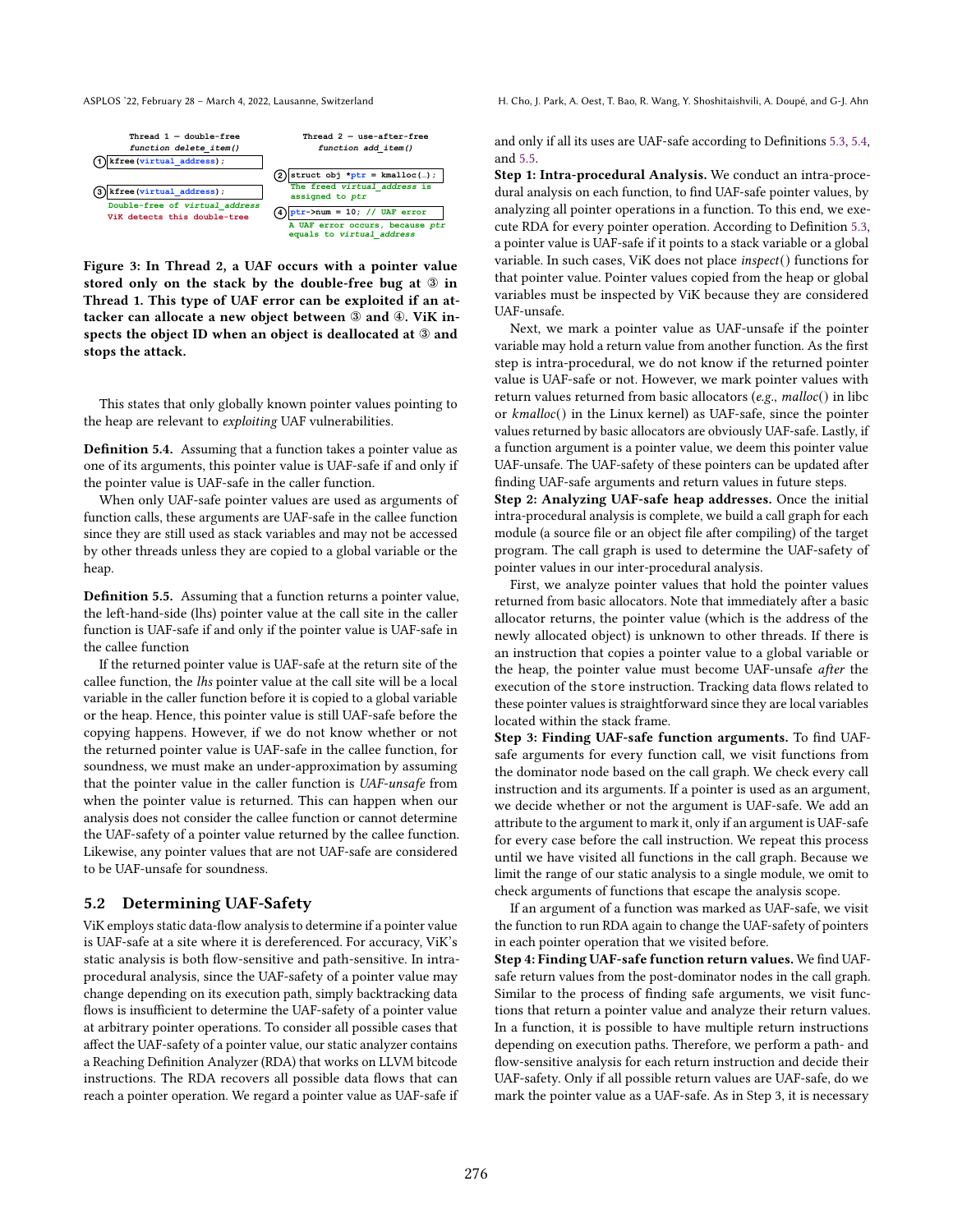Thread 1 – double-free
*function delete_item()*

① `kfree(virtual_address);`

③ `kfree(virtual_address);`
Double-free of *virtual_address*
ViK detects this double-free

Thread 2 – use-after-free
*function add_item()*

② `struct obj *ptr = kmalloc(…);`
The freed *virtual_address* is assigned to *ptr*

④ `ptr->num = 10; // UAF error`
A UAF error occurs, because *ptr* equals to *virtual_address*

**Figure 3: In Thread 2, a UAF occurs with a pointer value stored only on the stack by the double-free bug at ③ in Thread 1. This type of UAF error can be exploited if an attacker can allocate a new object between ③ and ④. ViK inspects the object ID when an object is deallocated at ③ and stops the attack.**

This states that only globally known pointer values pointing to the heap are relevant to *exploiting* UAF vulnerabilities.

**Definition 5.4.** Assuming that a function takes a pointer value as one of its arguments, this pointer value is UAF-safe if and only if the pointer value is UAF-safe in the caller function.

When only UAF-safe pointer values are used as arguments of function calls, these arguments are UAF-safe in the callee function since they are still used as stack variables and may not be accessed by other threads unless they are copied to a global variable or the heap.

**Definition 5.5.** Assuming that a function returns a pointer value, the left-hand-side (lhs) pointer value at the call site in the caller function is UAF-safe if and only if the pointer value is UAF-safe in the callee function

If the returned pointer value is UAF-safe at the return site of the callee function, the *lhs* pointer value at the call site will be a local variable in the caller function before it is copied to a global variable or the heap. Hence, this pointer value is still UAF-safe before the copying happens. However, if we do not know whether or not the returned pointer value is UAF-safe in the callee function, for soundness, we must make an under-approximation by assuming that the pointer value in the caller function is *UAF-unsafe* from when the pointer value is returned. This can happen when our analysis does not consider the callee function or cannot determine the UAF-safety of a pointer value returned by the callee function. Likewise, any pointer values that are not UAF-safe are considered to be UAF-unsafe for soundness.

## 5.2 Determining UAF-Safety

ViK employs static data-flow analysis to determine if a pointer value is UAF-safe at a site where it is dereferenced. For accuracy, ViK's static analysis is both flow-sensitive and path-sensitive. In intra-procedural analysis, since the UAF-safety of a pointer value may change depending on its execution path, simply backtracking data flows is insufficient to determine the UAF-safety of a pointer value at arbitrary pointer operations. To consider all possible cases that affect the UAF-safety of a pointer value, our static analyzer contains a Reaching Definition Analyzer (RDA) that works on LLVM bitcode instructions. The RDA recovers all possible data flows that can reach a pointer operation. We regard a pointer value as UAF-safe if and only if all its uses are UAF-safe according to Definitions 5.3, 5.4, and 5.5.

**Step 1: Intra-procedural Analysis.** We conduct an intra-procedural analysis on each function, to find UAF-safe pointer values, by analyzing all pointer operations in a function. To this end, we execute RDA for every pointer operation. According to Definition 5.3, a pointer value is UAF-safe if it points to a stack variable or a global variable. In such cases, ViK does not place *inspect*() functions for that pointer value. Pointer values copied from the heap or global variables must be inspected by ViK because they are considered UAF-unsafe.

Next, we mark a pointer value as UAF-unsafe if the pointer variable may hold a return value from another function. As the first step is intra-procedural, we do not know if the returned pointer value is UAF-safe or not. However, we mark pointer values with return values returned from basic allocators (*e.g.*, *malloc*() in libc or *kmalloc*() in the Linux kernel) as UAF-safe, since the pointer values returned by basic allocators are obviously UAF-safe. Lastly, if a function argument is a pointer value, we deem this pointer value UAF-unsafe. The UAF-safety of these pointers can be updated after finding UAF-safe arguments and return values in future steps.

**Step 2: Analyzing UAF-safe heap addresses.** Once the initial intra-procedural analysis is complete, we build a call graph for each module (a source file or an object file after compiling) of the target program. The call graph is used to determine the UAF-safety of pointer values in our inter-procedural analysis.

First, we analyze pointer values that hold the pointer values returned from basic allocators. Note that immediately after a basic allocator returns, the pointer value (which is the address of the newly allocated object) is unknown to other threads. If there is an instruction that copies a pointer value to a global variable or the heap, the pointer value must become UAF-unsafe *after* the execution of the `store` instruction. Tracking data flows related to these pointer values is straightforward since they are local variables located within the stack frame.

**Step 3: Finding UAF-safe function arguments.** To find UAF-safe arguments for every function call, we visit functions from the dominator node based on the call graph. We check every call instruction and its arguments. If a pointer is used as an argument, we decide whether or not the argument is UAF-safe. We add an attribute to the argument to mark it, only if an argument is UAF-safe for every case before the call instruction. We repeat this process until we have visited all functions in the call graph. Because we limit the range of our static analysis to a single module, we omit to check arguments of functions that escape the analysis scope.

If an argument of a function was marked as UAF-safe, we visit the function to run RDA again to change the UAF-safety of pointers in each pointer operation that we visited before.

**Step 4: Finding UAF-safe function return values.** We find UAF-safe return values from the post-dominator nodes in the call graph. Similar to the process of finding safe arguments, we visit functions that return a pointer value and analyze their return values. In a function, it is possible to have multiple return instructions depending on execution paths. Therefore, we perform a path- and flow-sensitive analysis for each return instruction and check their UAF-safety. Only if all possible return values are UAF-safe, do we mark the pointer value as a UAF-safe. As in Step 3, it is necessary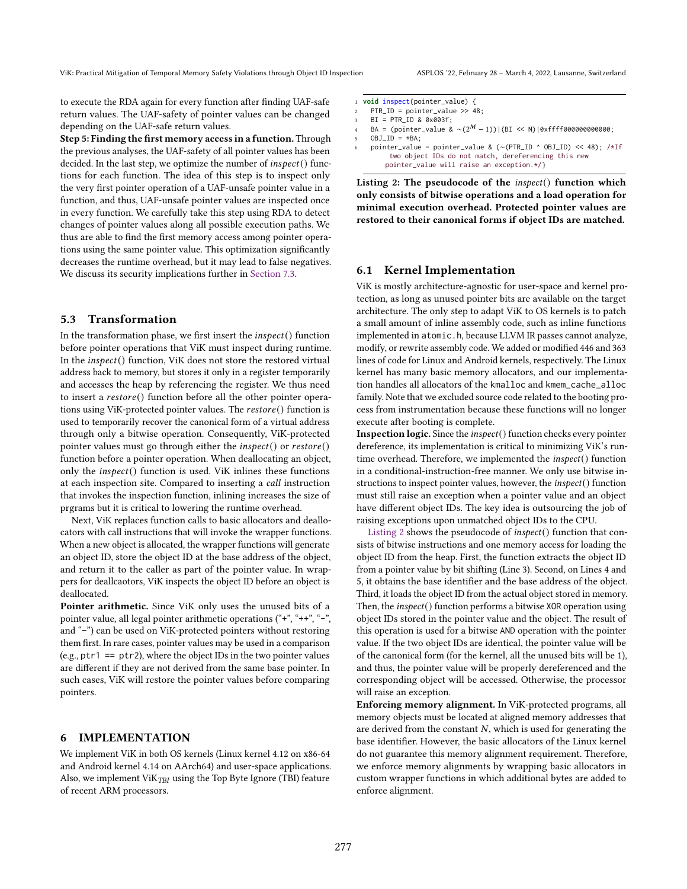to execute the RDA again for every function after finding UAF-safe return values. The UAF-safety of pointer values can be changed depending on the UAF-safe return values.

**Step 5: Finding the first memory access in a function.** Through the previous analyses, the UAF-safety of all pointer values has been decided. In the last step, we optimize the number of *inspect*() functions for each function. The idea of this step is to inspect only the very first pointer operation of a UAF-unsafe pointer value in a function, and thus, UAF-unsafe pointer values are inspected once in every function. We carefully take this step using RDA to detect changes of pointer values along all possible execution paths. We thus are able to find the first memory access among pointer operations using the same pointer value. This optimization significantly decreases the runtime overhead, but it may lead to false negatives. We discuss its security implications further in Section 7.3.

### 5.3 Transformation

In the transformation phase, we first insert the *inspect*() function before pointer operations that ViK must inspect during runtime. In the *inspect*() function, ViK does not store the restored virtual address back to memory, but stores it only in a register temporarily and accesses the heap by referencing the register. We thus need to insert a *restore*() function before all the other pointer operations using ViK-protected pointer values. The *restore*() function is used to temporarily recover the canonical form of a virtual address through only a bitwise operation. Consequently, ViK-protected pointer values must go through either the *inspect*() or *restore*() function before a pointer operation. When deallocating an object, only the *inspect*() function is used. ViK inlines these functions at each inspection site. Compared to inserting a *call* instruction that invokes the inspection function, inlining increases the size of prgrams but it is critical to lowering the runtime overhead.

Next, ViK replaces function calls to basic allocators and deallocators with call instructions that will invoke the wrapper functions. When a new object is allocated, the wrapper functions will generate an object ID, store the object ID at the base address of the object, and return it to the caller as part of the pointer value. In wrappers for deallcaotors, ViK inspects the object ID before an object is deallocated.

**Pointer arithmetic.** Since ViK only uses the unused bits of a pointer value, all legal pointer arithmetic operations ("+", "++", "-", and "−") can be used on ViK-protected pointers without restoring them first. In rare cases, pointer values may be used in a comparison (e.g., `ptr1 == ptr2`), where the object IDs in the two pointer values are different if they are not derived from the same base pointer. In such cases, ViK will restore the pointer values before comparing pointers.

## 6 IMPLEMENTATION

We implement ViK in both OS kernels (Linux kernel 4.12 on x86-64 and Android kernel 4.14 on AArch64) and user-space applications. Also, we implement $\text{ViK}_{TBI}$ using the Top Byte Ignore (TBI) feature of recent ARM processors.

```
1 void inspect(pointer_value) {
2   PTR_ID = pointer_value >> 48;
3   BI = PTR_ID & 0x003f;
4   BA = (pointer_value & ~(2^M - 1))|(BI << N)|0xffff000000000000;
5   OBJ_ID = *BA;
6   pointer_value = pointer_value & (~(PTR_ID ^ OBJ_ID) << 48); /*If
      two object IDs do not match, dereferencing this new
      pointer_value will raise an exception.*/}
```

**Listing 2: The pseudocode of the *inspect*() function which only consists of bitwise operations and a load operation for minimal execution overhead. Protected pointer values are restored to their canonical forms if object IDs are matched.**

### 6.1 Kernel Implementation

ViK is mostly architecture-agnostic for user-space and kernel protection, as long as unused pointer bits are available on the target architecture. The only step to adapt ViK to OS kernels is to patch a small amount of inline assembly code, such as inline functions implemented in `atomic.h`, because LLVM IR passes cannot analyze, modify, or rewrite assembly code. We added or modified 446 and 363 lines of code for Linux and Android kernels, respectively. The Linux kernel has many basic memory allocators, and our implementation handles all allocators of the `kmalloc` and `kmem_cache_alloc` family. Note that we excluded source code related to the booting process from instrumentation because these functions will no longer execute after booting is complete.

**Inspection logic.** Since the *inspect*() function checks every pointer dereference, its implementation is critical to minimizing ViK's runtime overhead. Therefore, we implemented the *inspect*() function in a conditional-instruction-free manner. We only use bitwise instructions to inspect pointer values, however, the *inspect*() function must still raise an exception when a pointer value and an object have different object IDs. The key idea is outsourcing the job of raising exceptions upon unmatched object IDs to the CPU.

Listing 2 shows the pseudocode of *inspect*() function that consists of bitwise instructions and one memory access for loading the object ID from the heap. First, the function extracts the object ID from a pointer value by bit shifting (Line 3). Second, on Lines 4 and 5, it obtains the base identifier and the base address of the object. Third, it loads the object ID from the actual object stored in memory. Then, the *inspect*() function performs a bitwise `XOR` operation using object IDs stored in the pointer value and the object. The result of this operation is used for a bitwise `AND` operation with the pointer value. If the two object IDs are identical, the pointer value will be of the canonical form (for the kernel, all the unused bits will be 1), and thus, the pointer value will be properly dereferenced and the corresponding object will be accessed. Otherwise, the processor will raise an exception.

**Enforcing memory alignment.** In ViK-protected programs, all memory objects must be located at aligned memory addresses that are derived from the constant $N$, which is used for generating the base identifier. However, the basic allocators of the Linux kernel do not guarantee this memory alignment requirement. Therefore, we enforce memory alignments by wrapping basic allocators in custom wrapper functions in which additional bytes are added to enforce alignment.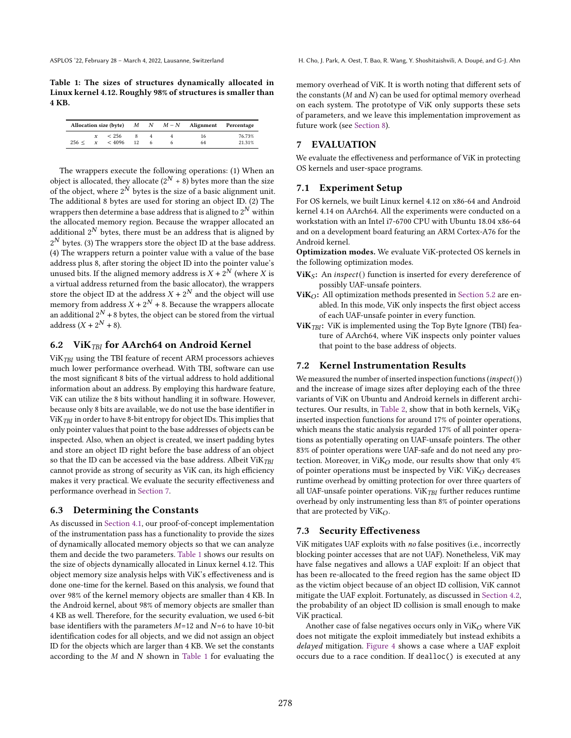**Table 1: The sizes of structures dynamically allocated in Linux kernel 4.12. Roughly 98% of structures is smaller than 4 KB.**

| Allocation size (byte) | $M$ | $N$ | $M-N$ | Alignment | Percentage |
|---|---|---|---|---|---|
| $x < 256$ | 8 | 4 | 4 | 16 | 76.73% |
| $256 \leq x < 4096$ | 12 | 6 | 6 | 64 | 21.31% |

The wrappers execute the following operations: (1) When an object is allocated, they allocate ($2^N + 8$) bytes more than the size of the object, where $2^N$ bytes is the size of a basic alignment unit. The additional 8 bytes are used for storing an object ID. (2) The wrappers then determine a base address that is aligned to $2^N$ within the allocated memory region. Because the wrapper allocated an additional $2^N$ bytes, there must be an address that is aligned by $2^N$ bytes. (3) The wrappers store the object ID at the base address. (4) The wrappers return a pointer value with a value of the base address plus 8, after storing the object ID into the pointer value's unused bits. If the aligned memory address is $X + 2^N$ (where $X$ is a virtual address returned from the basic allocator), the wrappers store the object ID at the address $X + 2^N$ and the object will use memory from address $X + 2^N + 8$. Because the wrappers allocate an additional $2^N + 8$ bytes, the object can be stored from the virtual address ($X + 2^N + 8$).

### 6.2 ViK$_{TBI}$ for AArch64 on Android Kernel

ViK$_{TBI}$ using the TBI feature of recent ARM processors achieves much lower performance overhead. With TBI, software can use the most significant 8 bits of the virtual address to hold additional information about an address. By employing this hardware feature, ViK can utilize the 8 bits without handling it in software. However, because only 8 bits are available, we do not use the base identifier in ViK$_{TBI}$ in order to have 8-bit entropy for object IDs. This implies that only pointer values that point to the base addresses of objects can be inspected. Also, when an object is created, we insert padding bytes and store an object ID right before the base address of an object so that the ID can be accessed via the base address. Albeit ViK$_{TBI}$ cannot provide as strong of security as ViK can, its high efficiency makes it very practical. We evaluate the security effectiveness and performance overhead in Section 7.

### 6.3 Determining the Constants

As discussed in Section 4.1, our proof-of-concept implementation of the instrumentation pass has a functionality to provide the sizes of dynamically allocated memory objects so that we can analyze them and decide the two parameters. Table 1 shows our results on the size of objects dynamically allocated in Linux kernel 4.12. This object memory size analysis helps with ViK's effectiveness and is done one-time for the kernel. Based on this analysis, we found that over 98% of the kernel memory objects are smaller than 4 KB. In the Android kernel, about 98% of memory objects are smaller than 4 KB as well. Therefore, for the security evaluation, we used 6-bit base identifiers with the parameters $M$=12 and $N$=6 to have 10-bit identification codes for all objects, and we did not assign an object ID for the objects which are larger than 4 KB. We set the constants according to the $M$ and $N$ shown in Table 1 for evaluating the memory overhead of ViK. It is worth noting that different sets of the constants ($M$ and $N$) can be used for optimal memory overhead on each system. The prototype of ViK only supports these sets of parameters, and we leave this implementation improvement as future work (see Section 8).

## 7 EVALUATION

We evaluate the effectiveness and performance of ViK in protecting OS kernels and user-space programs.

### 7.1 Experiment Setup

For OS kernels, we built Linux kernel 4.12 on x86-64 and Android kernel 4.14 on AArch64. All the experiments were conducted on a workstation with an Intel i7-6700 CPU with Ubuntu 18.04 x86-64 and on a development board featuring an ARM Cortex-A76 for the Android kernel.

**Optimization modes.** We evaluate ViK-protected OS kernels in the following optimization modes.

- **ViK$_S$:** An *inspect*() function is inserted for every dereference of possibly UAF-unsafe pointers.
- **ViK$_O$:** All optimization methods presented in Section 5.2 are enabled. In this mode, ViK only inspects the first object access of each UAF-unsafe pointer in every function.
- **ViK$_{TBI}$:** ViK is implemented using the Top Byte Ignore (TBI) feature of AArch64, where ViK inspects only pointer values that point to the base address of objects.

### 7.2 Kernel Instrumentation Results

We measured the number of inserted inspection functions (*inspect*()) and the increase of image sizes after deploying each of the three variants of ViK on Ubuntu and Android kernels in different architectures. Our results, in Table 2, show that in both kernels, ViK$_S$ inserted inspection functions for around 17% of pointer operations, which means the static analysis regarded 17% of all pointer operations as potentially operating on UAF-unsafe pointers. The other 83% of pointer operations were UAF-safe and do not need any protection. Moreover, in ViK$_O$ mode, our results show that only 4% of pointer operations must be inspected by ViK: ViK$_O$ decreases runtime overhead by omitting protection for over three quarters of all UAF-unsafe pointer operations. ViK$_{TBI}$ further reduces runtime overhead by only instrumenting less than 8% of pointer operations that are protected by ViK$_O$.

### 7.3 Security Effectiveness

ViK mitigates UAF exploits with *no* false positives (i.e., incorrectly blocking pointer accesses that are not UAF). Nonetheless, ViK may have false negatives and allows a UAF exploit: If an object that has been re-allocated to the freed region has the same object ID as the victim object because of an object ID collision, ViK cannot mitigate the UAF exploit. Fortunately, as discussed in Section 4.2, the probability of an object ID collision is small enough to make ViK practical.

Another case of false negatives occurs only in ViK$_O$ where ViK does not mitigate the exploit immediately but instead exhibits a *delayed* mitigation. Figure 4 shows a case where a UAF exploit occurs due to a race condition. If `dealloc()` is executed at any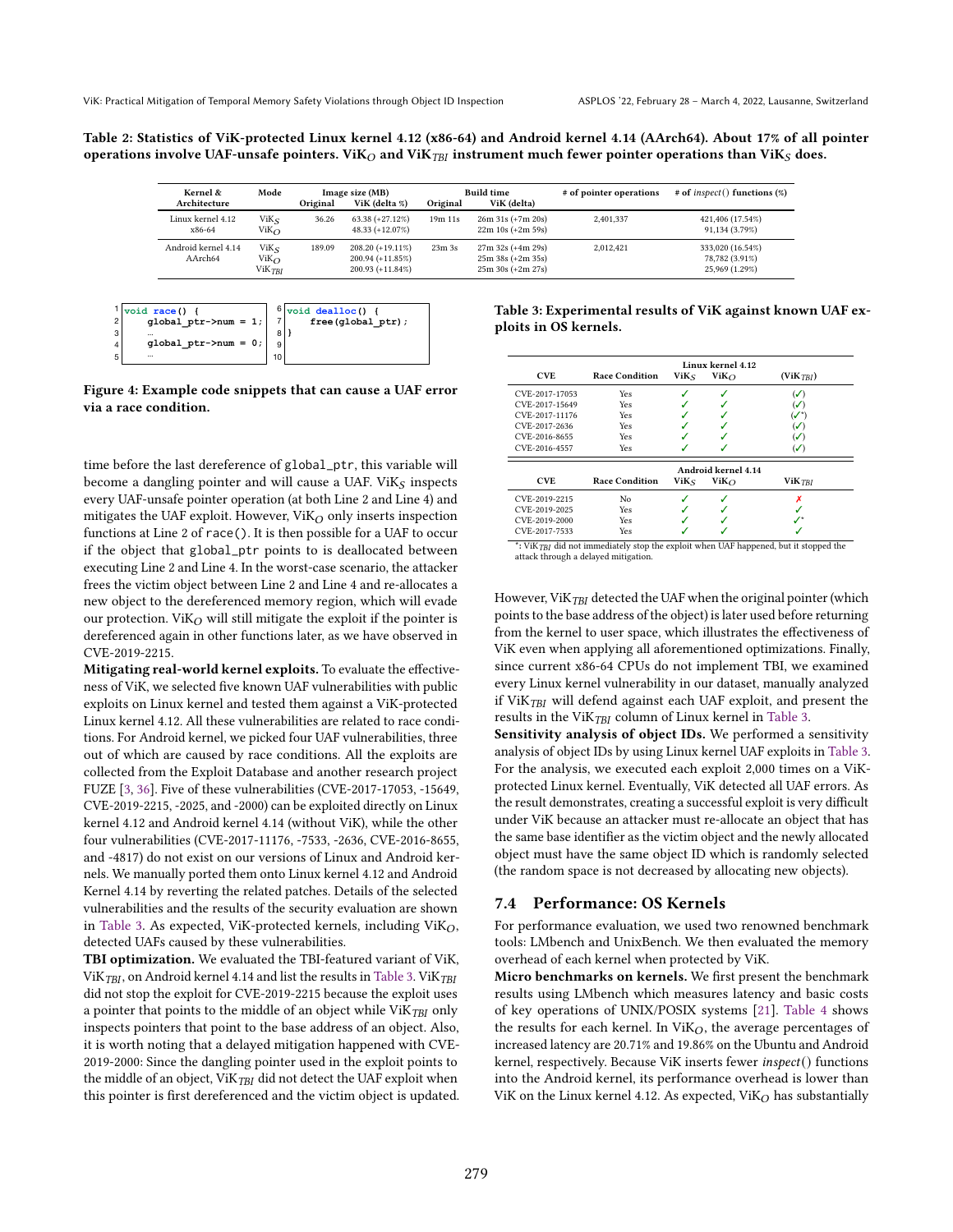Table 2: Statistics of ViK-protected Linux kernel 4.12 (x86-64) and Android kernel 4.14 (AArch64). About 17% of all pointer operations involve UAF-unsafe pointers. $\text{ViK}_O$ and $\text{ViK}_{TBI}$ instrument much fewer pointer operations than $\text{ViK}_S$ does.

| Kernel & Architecture | Mode | Image size (MB) | | Build time | | # of pointer operations | # of *inspect*() functions (%) |
|---|---|---|---|---|---|---|---|
| | | Original | ViK (delta %) | Original | ViK (delta) | | |
| Linux kernel 4.12 x86-64 | $\text{ViK}_S$ | 36.26 | 63.38 (+27.12%) | 19m 11s | 26m 31s (+7m 20s) | 2,401,337 | 421,406 (17.54%) |
| | $\text{ViK}_O$ | | 48.33 (+12.07%) | | 22m 10s (+2m 59s) | | 91,134 (3.79%) |
| Android kernel 4.14 AArch64 | $\text{ViK}_S$ | 189.09 | 208.20 (+19.11%) | 23m 3s | 27m 32s (+4m 29s) | 2,012,421 | 333,020 (16.54%) |
| | $\text{ViK}_O$ | | 200.94 (+11.85%) | | 25m 38s (+2m 35s) | | 78,782 (3.91%) |
| | $\text{ViK}_{TBI}$ | | 200.93 (+11.84%) | | 25m 30s (+2m 27s) | | 25,969 (1.29%) |

```
1  void race() {                     6  void dealloc() {
2      global_ptr->num = 1;          7      free(global_ptr);
3      ...                           8  }
4      global_ptr->num = 0;          9
5      ...                           10
```

Figure 4: Example code snippets that can cause a UAF error via a race condition.

time before the last dereference of global_ptr, this variable will become a dangling pointer and will cause a UAF. $\text{ViK}_S$ inspects every UAF-unsafe pointer operation (at both Line 2 and Line 4) and mitigates the UAF exploit. However, $\text{ViK}_O$ only inserts inspection functions at Line 2 of race(). It is then possible for a UAF to occur if the object that global_ptr points to is deallocated between executing Line 2 and Line 4. In the worst-case scenario, the attacker frees the victim object between Line 2 and Line 4 and re-allocates a new object to the dereferenced memory region, which will evade our protection. $\text{ViK}_O$ will still mitigate the exploit if the pointer is dereferenced again in other functions later, as we have observed in CVE-2019-2215.

**Mitigating real-world kernel exploits.** To evaluate the effectiveness of ViK, we selected five known UAF vulnerabilities with public exploits on Linux kernel and tested them against a ViK-protected Linux kernel 4.12. All these vulnerabilities are related to race conditions. For Android kernel, we picked four UAF vulnerabilities, three out of which are caused by race conditions. All the exploits are collected from the Exploit Database and another research project FUZE [3, 36]. Five of these vulnerabilities (CVE-2017-17053, -15649, CVE-2019-2215, -2025, and -2000) can be exploited directly on Linux kernel 4.12 and Android kernel 4.14 (without ViK), while the other four vulnerabilities (CVE-2017-11176, -7533, -2636, CVE-2016-8655, and -4817) do not exist on our versions of Linux and Android kernels. We manually ported them onto Linux kernel 4.12 and Android Kernel 4.14 by reverting the related patches. Details of the selected vulnerabilities and the results of the security evaluation are shown in Table 3. As expected, ViK-protected kernels, including $\text{ViK}_O$, detected UAFs caused by these vulnerabilities.

**TBI optimization.** We evaluated the TBI-featured variant of ViK, $\text{ViK}_{TBI}$, on Android kernel 4.14 and list the results in Table 3. $\text{ViK}_{TBI}$ did not stop the exploit for CVE-2019-2215 because the exploit uses a pointer that points to the middle of an object while $\text{ViK}_{TBI}$ only inspects pointers that point to the base address of an object. Also, it is worth noting that a delayed mitigation happened with CVE-2019-2000: Since the dangling pointer used in the exploit points to the middle of an object, $\text{ViK}_{TBI}$ did not detect the UAF exploit when this pointer is first dereferenced and the victim object is updated.

Table 3: Experimental results of ViK against known UAF exploits in OS kernels.

| CVE | Race Condition | $\text{ViK}_S$ | $\text{ViK}_O$ | ($\text{ViK}_{TBI}$) |
|---|---|---|---|---|
| **Linux kernel 4.12** | | | | |
| CVE-2017-17053 | Yes | ✓ | ✓ | (✓) |
| CVE-2017-15649 | Yes | ✓ | ✓ | (✓) |
| CVE-2017-11176 | Yes | ✓ | ✓ | (✓*) |
| CVE-2017-2636 | Yes | ✓ | ✓ | (✓) |
| CVE-2016-8655 | Yes | ✓ | ✓ | (✓) |
| CVE-2016-4557 | Yes | ✓ | ✓ | (✓) |

| CVE | Race Condition | $\text{ViK}_S$ | $\text{ViK}_O$ | $\text{ViK}_{TBI}$ |
|---|---|---|---|---|
| **Android kernel 4.14** | | | | |
| CVE-2019-2215 | No | ✓ | ✓ | ✗ |
| CVE-2019-2025 | Yes | ✓ | ✓ | ✓ |
| CVE-2019-2000 | Yes | ✓ | ✓ | ✓* |
| CVE-2017-7533 | Yes | ✓ | ✓ | ✓ |

*: $\text{ViK}_{TBI}$ did not immediately stop the exploit when UAF happened, but it stopped the attack through a delayed mitigation.

However, $\text{ViK}_{TBI}$ detected the UAF when the original pointer (which points to the base address of the object) is later used before returning from the kernel to user space, which illustrates the effectiveness of ViK even when applying all aforementioned optimizations. Finally, since current x86-64 CPUs do not implement TBI, we examined every Linux kernel vulnerability in our dataset, manually analyzed if $\text{ViK}_{TBI}$ will defend against each UAF exploit, and present the results in the $\text{ViK}_{TBI}$ column of Linux kernel in Table 3.

**Sensitivity analysis of object IDs.** We performed a sensitivity analysis of object IDs by using Linux kernel UAF exploits in Table 3. For the analysis, we executed each exploit 2,000 times on a ViK-protected Linux kernel. Eventually, ViK detected all UAF errors. As the result demonstrates, creating a successful exploit is very difficult under ViK because an attacker must re-allocate an object that has the same base identifier as the victim object and the newly allocated object must have the same object ID which is randomly selected (the random space is not decreased by allocating new objects).

### 7.4 Performance: OS Kernels

For performance evaluation, we used two renowned benchmark tools: LMbench and UnixBench. We then evaluated the memory overhead of each kernel when protected by ViK.

**Micro benchmarks on kernels.** We first present the benchmark results using LMbench which measures latency and basic costs of key operations of UNIX/POSIX systems [21]. Table 4 shows the results for each kernel. In $\text{ViK}_O$, the average percentages of increased latency are 20.71% and 19.86% on the Ubuntu and Android kernel, respectively. Because ViK inserts fewer *inspect*() functions into the Android kernel, its performance overhead is lower than ViK on the Linux kernel 4.12. As expected, $\text{ViK}_O$ has substantially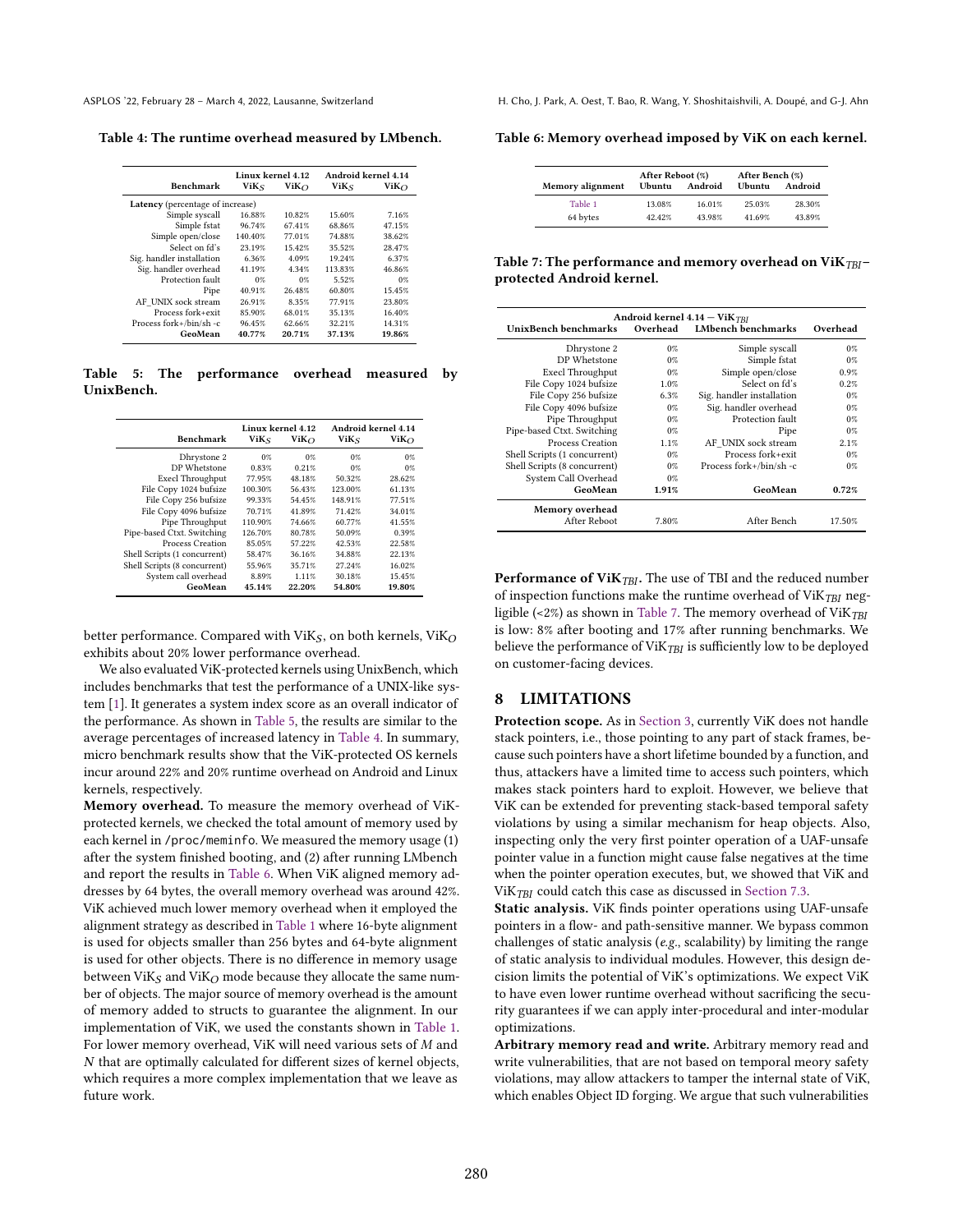**Table 4: The runtime overhead measured by LMbench.**

| Benchmark | Linux kernel 4.12 $\text{ViK}_S$ | $\text{ViK}_O$ | Android kernel 4.14 $\text{ViK}_S$ | $\text{ViK}_O$ |
|---|---|---|---|---|
| **Latency** (percentage of increase) | | | | |
| Simple syscall | 16.88% | 10.82% | 15.60% | 7.16% |
| Simple fstat | 96.74% | 67.41% | 68.86% | 47.15% |
| Simple open/close | 140.40% | 77.01% | 74.88% | 38.62% |
| Select on fd's | 23.19% | 15.42% | 35.52% | 28.47% |
| Sig. handler installation | 6.36% | 4.09% | 19.24% | 6.37% |
| Sig. handler overhead | 41.19% | 4.34% | 113.83% | 46.86% |
| Protection fault | 0% | 0% | 5.52% | 0% |
| Pipe | 40.91% | 26.48% | 60.80% | 15.45% |
| AF_UNIX sock stream | 26.91% | 8.35% | 77.91% | 23.80% |
| Process fork+exit | 85.90% | 68.01% | 35.13% | 16.40% |
| Process fork+/bin/sh -c | 96.45% | 62.66% | 32.21% | 14.31% |
| **GeoMean** | **40.77%** | **20.71%** | **37.13%** | **19.86%** |

**Table 5: The performance overhead measured by UnixBench.**

| Benchmark | Linux kernel 4.12 $\text{ViK}_S$ | $\text{ViK}_O$ | Android kernel 4.14 $\text{ViK}_S$ | $\text{ViK}_O$ |
|---|---|---|---|---|
| Dhrystone 2 | 0% | 0% | 0% | 0% |
| DP Whetstone | 0.83% | 0.21% | 0% | 0% |
| Execl Throughput | 77.95% | 48.18% | 50.32% | 28.62% |
| File Copy 1024 bufsize | 100.30% | 56.43% | 123.00% | 61.13% |
| File Copy 256 bufsize | 99.33% | 54.45% | 148.91% | 77.51% |
| File Copy 4096 bufsize | 70.71% | 41.89% | 71.42% | 34.01% |
| Pipe Throughput | 110.90% | 74.66% | 60.77% | 41.55% |
| Pipe-based Ctxt. Switching | 126.70% | 80.78% | 50.09% | 0.39% |
| Process Creation | 85.05% | 57.22% | 42.53% | 22.58% |
| Shell Scripts (1 concurrent) | 58.47% | 36.16% | 34.88% | 22.13% |
| Shell Scripts (8 concurrent) | 55.96% | 35.71% | 27.24% | 16.02% |
| System call overhead | 8.89% | 1.11% | 30.18% | 15.45% |
| **GeoMean** | **45.14%** | **22.20%** | **54.80%** | **19.80%** |

better performance. Compared with $\text{ViK}_S$, on both kernels, $\text{ViK}_O$ exhibits about 20% lower performance overhead.

We also evaluated ViK-protected kernels using UnixBench, which includes benchmarks that test the performance of a UNIX-like system [1]. It generates a system index score as an overall indicator of the performance. As shown in Table 5, the results are similar to the average percentages of increased latency in Table 4. In summary, micro benchmark results show that the ViK-protected OS kernels incur around 22% and 20% runtime overhead on Android and Linux kernels, respectively.

**Memory overhead.** To measure the memory overhead of ViK-protected kernels, we checked the total amount of memory used by each kernel in /proc/meminfo. We measured the memory usage (1) after the system finished booting, and (2) after running LMbench and report the results in Table 6. When ViK aligned memory addresses by 64 bytes, the overall memory overhead was around 42%. ViK achieved much lower memory overhead when it employed the alignment strategy as described in Table 1 where 16-byte alignment is used for objects smaller than 256 bytes and 64-byte alignment is used for other objects. There is no difference in memory usage between $\text{ViK}_S$ and $\text{ViK}_O$ mode because they allocate the same number of objects. The major source of memory overhead is the amount of memory added to structs to guarantee the alignment. In our implementation of ViK, we used the constants shown in Table 1. For lower memory overhead, ViK will need various sets of $M$ and $N$ that are optimally calculated for different sizes of kernel objects, which requires a more complex implementation that we leave as future work.

**Table 6: Memory overhead imposed by ViK on each kernel.**

| Memory alignment | After Reboot (%) Ubuntu | Android | After Bench (%) Ubuntu | Android |
|---|---|---|---|---|
| Table 1 | 13.08% | 16.01% | 25.03% | 28.30% |
| 64 bytes | 42.42% | 43.98% | 41.69% | 43.89% |

**Table 7: The performance and memory overhead on $\text{ViK}_{TBI}$–protected Android kernel.**

| UnixBench benchmarks | Overhead | LMbench benchmarks | Overhead |
|---|---|---|---|
| | Android kernel 4.14 — $\text{ViK}_{TBI}$ | | |
| Dhrystone 2 | 0% | Simple syscall | 0% |
| DP Whetstone | 0% | Simple fstat | 0% |
| Execl Throughput | 0% | Simple open/close | 0.9% |
| File Copy 1024 bufsize | 1.0% | Select on fd's | 0.2% |
| File Copy 256 bufsize | 6.3% | Sig. handler installation | 0% |
| File Copy 4096 bufsize | 0% | Sig. handler overhead | 0% |
| Pipe Throughput | 0% | Protection fault | 0% |
| Pipe-based Ctxt. Switching | 0% | Pipe | 0% |
| Process Creation | 1.1% | AF_UNIX sock stream | 2.1% |
| Shell Scripts (1 concurrent) | 0% | Process fork+exit | 0% |
| Shell Scripts (8 concurrent) | 0% | Process fork+/bin/sh -c | 0% |
| System Call Overhead | 0% | | |
| **GeoMean** | **1.91%** | **GeoMean** | **0.72%** |
| **Memory overhead** | | | |
| After Reboot | 7.80% | After Bench | 17.50% |

**Performance of $\text{ViK}_{TBI}$.** The use of TBI and the reduced number of inspection functions make the runtime overhead of $\text{ViK}_{TBI}$ negligible (<2%) as shown in Table 7. The memory overhead of $\text{ViK}_{TBI}$ is low: 8% after booting and 17% after running benchmarks. We believe the performance of $\text{ViK}_{TBI}$ is sufficiently low to be deployed on customer-facing devices.

## 8 LIMITATIONS

**Protection scope.** As in Section 3, currently ViK does not handle stack pointers, i.e., those pointing to any part of stack frames, because such pointers have a short lifetime bounded by a function, and thus, attackers have a limited time to access such pointers, which makes stack pointers hard to exploit. However, we believe that ViK can be extended for preventing stack-based temporal safety violations by using a similar mechanism for heap objects. Also, inspecting only the very first pointer operation of a UAF-unsafe pointer value in a function might cause false negatives at the time when the pointer operation executes, but, we showed that ViK and $\text{ViK}_{TBI}$ could catch this case as discussed in Section 7.3.

**Static analysis.** ViK finds pointer operations using UAF-unsafe pointers in a flow- and path-sensitive manner. We bypass common challenges of static analysis (*e.g.*, scalability) by limiting the range of static analysis to individual modules. However, this design decision limits the potential of ViK's optimizations. We expect ViK to have even lower runtime overhead without sacrificing the security guarantees if we can apply inter-procedural and inter-modular optimizations.

**Arbitrary memory read and write.** Arbitrary memory read and write vulnerabilities, that are not based on temporal meory safety violations, may allow attackers to tamper the internal state of ViK, which enables Object ID forging. We argue that such vulnerabilities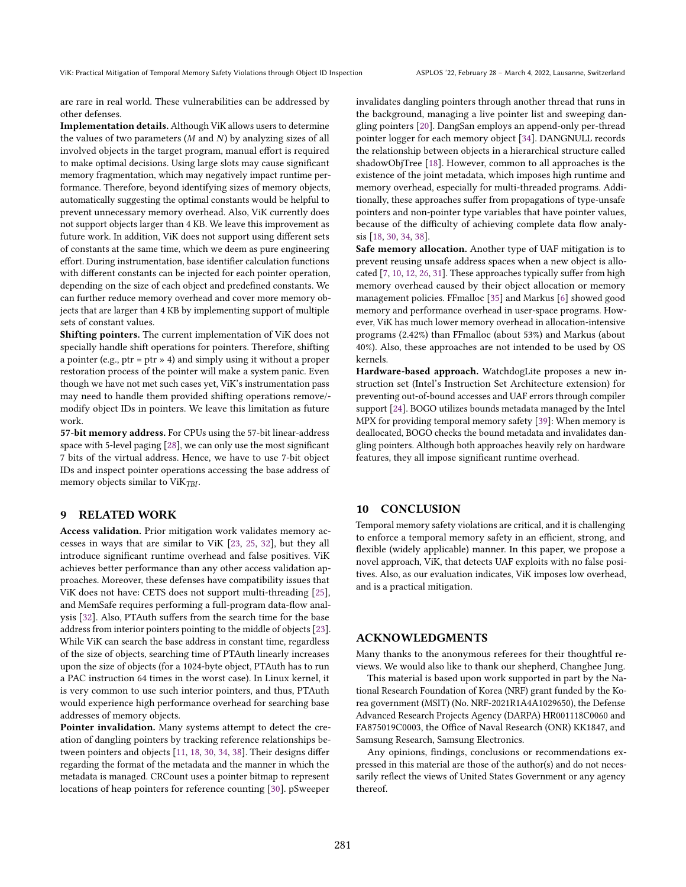are rare in real world. These vulnerabilities can be addressed by other defenses.

**Implementation details.** Although ViK allows users to determine the values of two parameters ($M$ and $N$) by analyzing sizes of all involved objects in the target program, manual effort is required to make optimal decisions. Using large slots may cause significant memory fragmentation, which may negatively impact runtime performance. Therefore, beyond identifying sizes of memory objects, automatically suggesting the optimal constants would be helpful to prevent unnecessary memory overhead. Also, ViK currently does not support objects larger than 4 KB. We leave this improvement as future work. In addition, ViK does not support using different sets of constants at the same time, which we deem as pure engineering effort. During instrumentation, base identifier calculation functions with different constants can be injected for each pointer operation, depending on the size of each object and predefined constants. We can further reduce memory overhead and cover more memory objects that are larger than 4 KB by implementing support of multiple sets of constant values.

**Shifting pointers.** The current implementation of ViK does not specially handle shift operations for pointers. Therefore, shifting a pointer (e.g., ptr = ptr » 4) and simply using it without a proper restoration process of the pointer will make a system panic. Even though we have not met such cases yet, ViK's instrumentation pass may need to handle them provided shifting operations remove/-modify object IDs in pointers. We leave this limitation as future work.

**57-bit memory address.** For CPUs using the 57-bit linear-address space with 5-level paging [28], we can only use the most significant 7 bits of the virtual address. Hence, we have to use 7-bit object IDs and inspect pointer operations accessing the base address of memory objects similar to $\text{ViK}_{TBI}$.

## 9 RELATED WORK

**Access validation.** Prior mitigation work validates memory accesses in ways that are similar to ViK [23, 25, 32], but they all introduce significant runtime overhead and false positives. ViK achieves better performance than any other access validation approaches. Moreover, these defenses have compatibility issues that ViK does not have: CETS does not support multi-threading [25], and MemSafe requires performing a full-program data-flow analysis [32]. Also, PTAuth suffers from the search time for the base address from interior pointers pointing to the middle of objects [23]. While ViK can search the base address in constant time, regardless of the size of objects, searching time of PTAuth linearly increases upon the size of objects (for a 1024-byte object, PTAuth has to run a PAC instruction 64 times in the worst case). In Linux kernel, it is very common to use such interior pointers, and thus, PTAuth would experience high performance overhead for searching base addresses of memory objects.

**Pointer invalidation.** Many systems attempt to detect the creation of dangling pointers by tracking reference relationships between pointers and objects [11, 18, 30, 34, 38]. Their designs differ regarding the format of the metadata and the manner in which the metadata is managed. CRCount uses a pointer bitmap to represent locations of heap pointers for reference counting [30]. pSweeper invalidates dangling pointers through another thread that runs in the background, managing a live pointer list and sweeping dangling pointers [20]. DangSan employs an append-only per-thread pointer logger for each memory object [34]. DANGNULL records the relationship between objects in a hierarchical structure called shadowObjTree [18]. However, common to all approaches is the existence of the joint metadata, which imposes high runtime and memory overhead, especially for multi-threaded programs. Additionally, these approaches suffer from propagations of type-unsafe pointers and non-pointer type variables that have pointer values, because of the difficulty of achieving complete data flow analysis [18, 30, 34, 38].

**Safe memory allocation.** Another type of UAF mitigation is to prevent reusing unsafe address spaces when a new object is allocated [7, 10, 12, 26, 31]. These approaches typically suffer from high memory overhead caused by their object allocation or memory management policies. FFmalloc [35] and Markus [6] showed good memory and performance overhead in user-space programs. However, ViK has much lower memory overhead in allocation-intensive programs (2.42%) than FFmalloc (about 53%) and Markus (about 40%). Also, these approaches are not intended to be used by OS kernels.

**Hardware-based approach.** WatchdogLite proposes a new instruction set (Intel's Instruction Set Architecture extension) for preventing out-of-bound accesses and UAF errors through compiler support [24]. BOGO utilizes bounds metadata managed by the Intel MPX for providing temporal memory safety [39]: When memory is deallocated, BOGO checks the bound metadata and invalidates dangling pointers. Although both approaches heavily rely on hardware features, they all impose significant runtime overhead.

## 10 CONCLUSION

Temporal memory safety violations are critical, and it is challenging to enforce a temporal memory safety in an efficient, strong, and flexible (widely applicable) manner. In this paper, we propose a novel approach, ViK, that detects UAF exploits with no false positives. Also, as our evaluation indicates, ViK imposes low overhead, and is a practical mitigation.

## ACKNOWLEDGMENTS

Many thanks to the anonymous referees for their thoughtful reviews. We would also like to thank our shepherd, Changhee Jung.

This material is based upon work supported in part by the National Research Foundation of Korea (NRF) grant funded by the Korea government (MSIT) (No. NRF-2021R1A4A1029650), the Defense Advanced Research Projects Agency (DARPA) HR001118C0060 and FA875019C0003, the Office of Naval Research (ONR) KK1847, and Samsung Research, Samsung Electronics.

Any opinions, findings, conclusions or recommendations expressed in this material are those of the author(s) and do not necessarily reflect the views of United States Government or any agency thereof.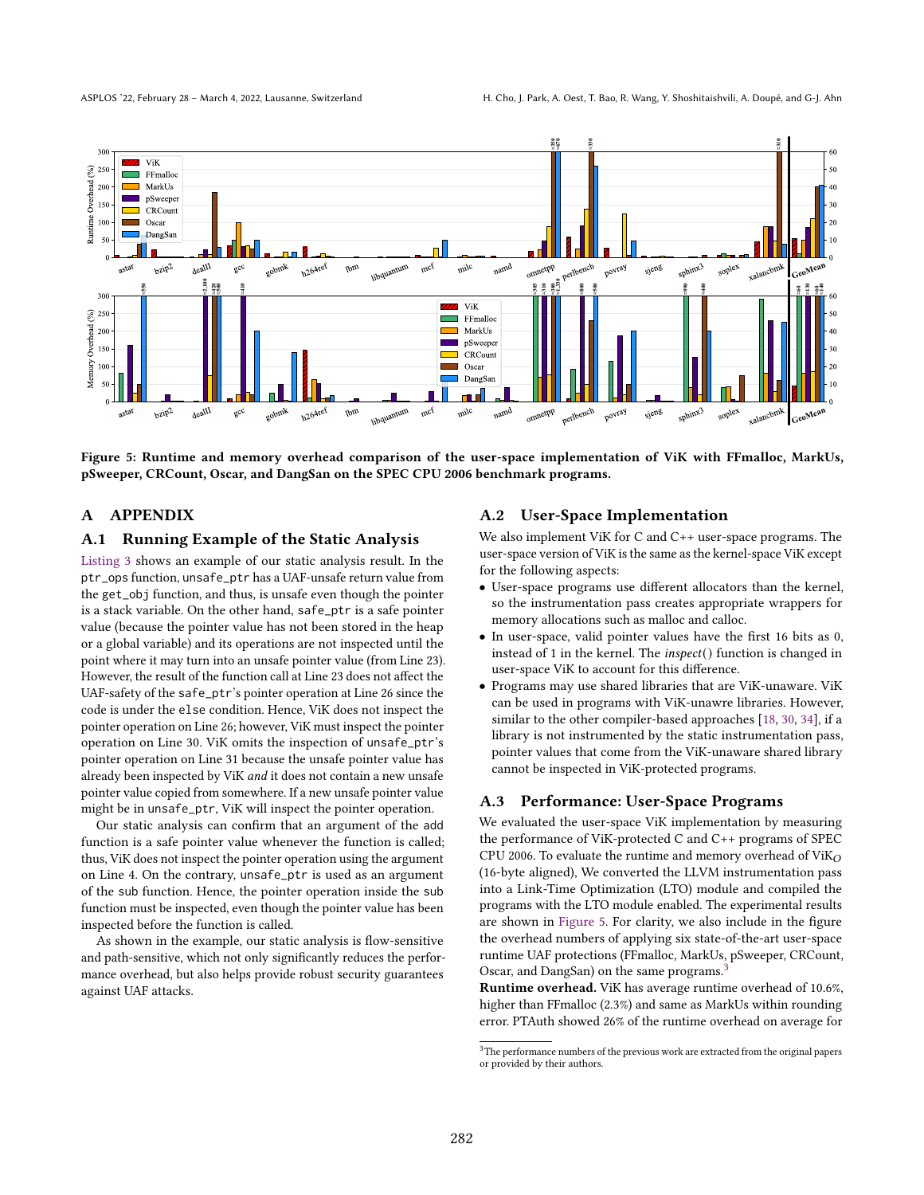Figure 5: Runtime and memory overhead comparison of the user-space implementation of ViK with FFmalloc, MarkUs, pSweeper, CRCount, Oscar, and DangSan on the SPEC CPU 2006 benchmark programs.

## A APPENDIX

### A.1 Running Example of the Static Analysis

Listing 3 shows an example of our static analysis result. In the ptr_ops function, unsafe_ptr has a UAF-unsafe return value from the get_obj function, and thus, is unsafe even though the pointer is a stack variable. On the other hand, safe_ptr is a safe pointer value (because the pointer value has not been stored in the heap or a global variable) and its operations are not inspected until the point where it may turn into an unsafe pointer value (from Line 23). However, the result of the function call at Line 23 does not affect the UAF-safety of the safe_ptr's pointer operation at Line 26 since the code is under the else condition. Hence, ViK does not inspect the pointer operation on Line 26; however, ViK must inspect the pointer operation on Line 30. ViK omits the inspection of unsafe_ptr's pointer operation on Line 31 because the unsafe pointer value has already been inspected by ViK *and* it does not contain a new unsafe pointer value copied from somewhere. If a new unsafe pointer value might be in unsafe_ptr, ViK will inspect the pointer operation.

Our static analysis can confirm that an argument of the add function is a safe pointer value whenever the function is called; thus, ViK does not inspect the pointer operation using the argument on Line 4. On the contrary, unsafe_ptr is used as an argument of the sub function. Hence, the pointer operation inside the sub function must be inspected, even though the pointer value has been inspected before the function is called.

As shown in the example, our static analysis is flow-sensitive and path-sensitive, which not only significantly reduces the performance overhead, but also helps provide robust security guarantees against UAF attacks.

### A.2 User-Space Implementation

We also implement ViK for C and C++ user-space programs. The user-space version of ViK is the same as the kernel-space ViK except for the following aspects:

- User-space programs use different allocators than the kernel, so the instrumentation pass creates appropriate wrappers for memory allocations such as malloc and calloc.
- In user-space, valid pointer values have the first 16 bits as 0, instead of 1 in the kernel. The *inspect*() function is changed in user-space ViK to account for this difference.
- Programs may use shared libraries that are ViK-unaware. ViK can be used in programs with ViK-unawre libraries. However, similar to the other compiler-based approaches [18, 30, 34], if a library is not instrumented by the static instrumentation pass, pointer values that come from the ViK-unaware shared library cannot be inspected in ViK-protected programs.

### A.3 Performance: User-Space Programs

We evaluated the user-space ViK implementation by measuring the performance of ViK-protected C and C++ programs of SPEC CPU 2006. To evaluate the runtime and memory overhead of $\text{ViK}_O$ (16-byte aligned), We converted the LLVM instrumentation pass into a Link-Time Optimization (LTO) module and compiled the programs with the LTO module enabled. The experimental results are shown in Figure 5. For clarity, we also include in the figure the overhead numbers of applying six state-of-the-art user-space runtime UAF protections (FFmalloc, MarkUs, pSweeper, CRCount, Oscar, and DangSan) on the same programs.[3]

**Runtime overhead.** ViK has average runtime overhead of 10.6%, higher than FFmalloc (2.3%) and same as MarkUs within rounding error. PTAuth showed 26% of the runtime overhead on average for

[3] The performance numbers of the previous work are extracted from the original papers or provided by their authors.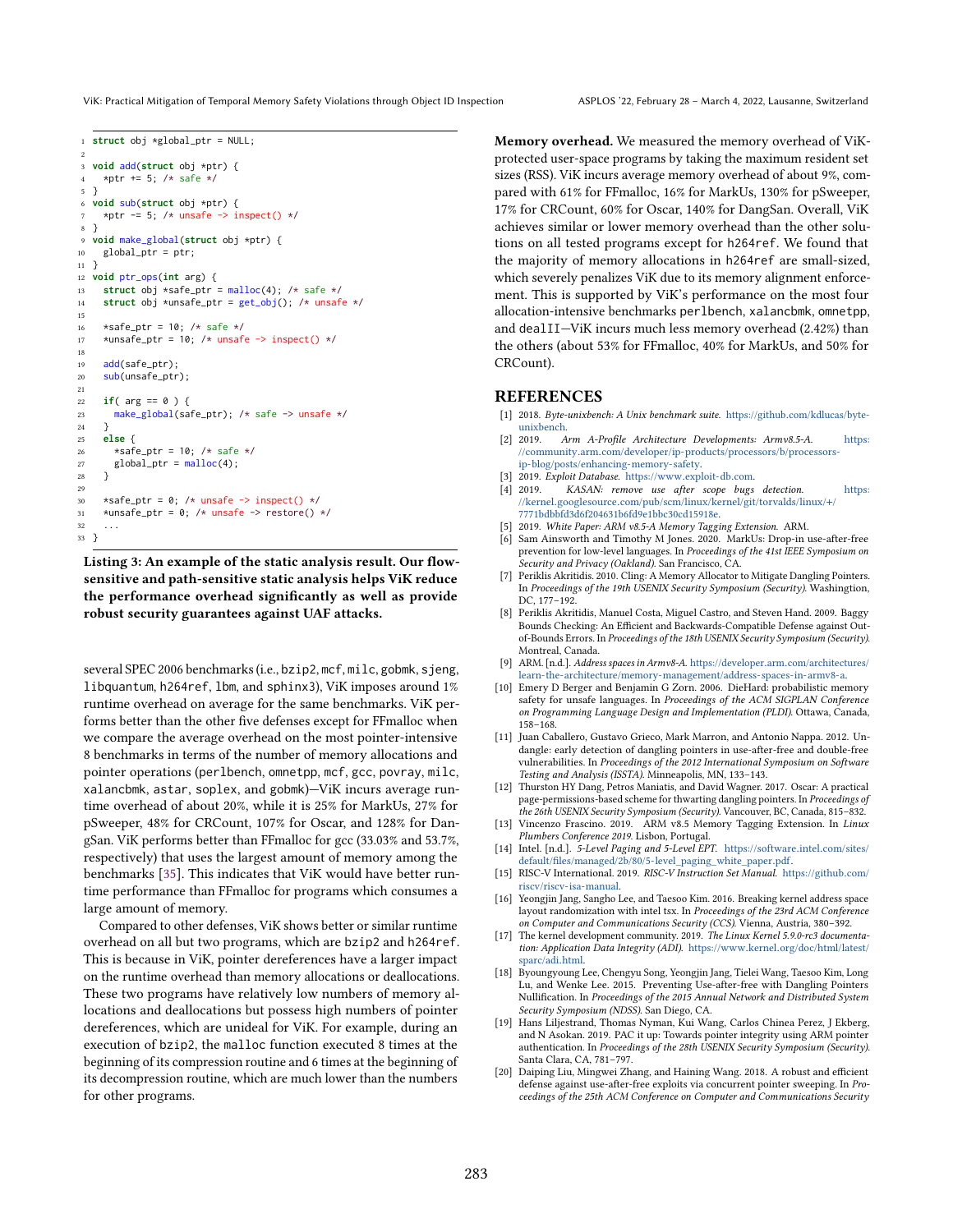```
struct obj *global_ptr = NULL;

void add(struct obj *ptr) {
  *ptr += 5; /* safe */
}
void sub(struct obj *ptr) {
  *ptr -= 5; /* unsafe -> inspect() */
}
void make_global(struct obj *ptr) {
  global_ptr = ptr;
}
void ptr_ops(int arg) {
  struct obj *safe_ptr = malloc(4); /* safe */
  struct obj *unsafe_ptr = get_obj(); /* unsafe */

  *safe_ptr = 10; /* safe */
  *unsafe_ptr = 10; /* unsafe -> inspect() */

  add(safe_ptr);
  sub(unsafe_ptr);

  if( arg == 0 ) {
    make_global(safe_ptr); /* safe -> unsafe */
  }
  else {
    *safe_ptr = 10; /* safe */
    global_ptr = malloc(4);
  }

  *safe_ptr = 0; /* unsafe -> inspect() */
  *unsafe_ptr = 0; /* unsafe -> restore() */
  ...
}
```

**Listing 3: An example of the static analysis result. Our flow-sensitive and path-sensitive static analysis helps ViK reduce the performance overhead significantly as well as provide robust security guarantees against UAF attacks.**

several SPEC 2006 benchmarks (i.e., bzip2, mcf, milc, gobmk, sjeng, libquantum, h264ref, lbm, and sphinx3), ViK imposes around 1% runtime overhead on average for the same benchmarks. ViK performs better than the other five defenses except for FFmalloc when we compare the average overhead on the most pointer-intensive 8 benchmarks in terms of the number of memory allocations and pointer operations (perlbench, omnetpp, mcf, gcc, povray, milc, xalancbmk, astar, soplex, and gobmk)—ViK incurs average runtime overhead of about 20%, while it is 25% for MarkUs, 27% for pSweeper, 48% for CRCount, 107% for Oscar, and 128% for DangSan. ViK performs better than FFmalloc for gcc (33.03% and 53.7%, respectively) that uses the largest amount of memory among the benchmarks [35]. This indicates that ViK would have better runtime performance than FFmalloc for programs which consumes a large amount of memory.

Compared to other defenses, ViK shows better or similar runtime overhead on all but two programs, which are bzip2 and h264ref. This is because in ViK, pointer dereferences have a larger impact on the runtime overhead than memory allocations or deallocations. These two programs have relatively low numbers of memory allocations and deallocations but possess high numbers of pointer dereferences, which are unideal for ViK. For example, during an execution of bzip2, the malloc function executed 8 times at the beginning of its compression routine and 6 times at the beginning of its decompression routine, which are much lower than the numbers for other programs.

**Memory overhead.** We measured the memory overhead of ViK-protected user-space programs by taking the maximum resident set sizes (RSS). ViK incurs average memory overhead of about 9%, compared with 61% for FFmalloc, 16% for MarkUs, 130% for pSweeper, 17% for CRCount, 60% for Oscar, 140% for DangSan. Overall, ViK achieves similar or lower memory overhead than the other solutions on all tested programs except for h264ref. We found that the majority of memory allocations in h264ref are small-sized, which severely penalizes ViK due to its memory alignment enforcement. This is supported by ViK's performance on the most four allocation-intensive benchmarks perlbench, xalancbmk, omnetpp, and dealII—ViK incurs much less memory overhead (2.42%) than the others (about 53% for FFmalloc, 40% for MarkUs, and 50% for CRCount).

## REFERENCES

[1] 2018. *Byte-unixbench: A Unix benchmark suite.* https://github.com/kdlucas/byte-unixbench.

[2] 2019. *Arm A-Profile Architecture Developments: Armv8.5-A.* https://community.arm.com/developer/ip-products/processors/b/processors-ip-blog/posts/enhancing-memory-safety.

[3] 2019. *Exploit Database.* https://www.exploit-db.com.

[4] 2019. *KASAN: remove use after scope bugs detection.* https://kernel.googlesource.com/pub/scm/linux/kernel/git/torvalds/linux/+/7771bdbbfd3d6f204631b6fd9e1bbc30cd15918e.

[5] 2019. *White Paper: ARM v8.5-A Memory Tagging Extension.* ARM.

[6] Sam Ainsworth and Timothy M Jones. 2020. MarkUs: Drop-in use-after-free prevention for low-level languages. In *Proceedings of the 41st IEEE Symposium on Security and Privacy (Oakland)*. San Francisco, CA.

[7] Periklis Akritidis. 2010. Cling: A Memory Allocator to Mitigate Dangling Pointers. In *Proceedings of the 19th USENIX Security Symposium (Security)*. Washingtion, DC, 177–192.

[8] Periklis Akritidis, Manuel Costa, Miguel Castro, and Steven Hand. 2009. Baggy Bounds Checking: An Efficient and Backwards-Compatible Defense against Out-of-Bounds Errors. In *Proceedings of the 18th USENIX Security Symposium (Security)*. Montreal, Canada.

[9] ARM. [n.d.]. *Address spaces in Armv8-A.* https://developer.arm.com/architectures/learn-the-architecture/memory-management/address-spaces-in-armv8-a.

[10] Emery D Berger and Benjamin G Zorn. 2006. DieHard: probabilistic memory safety for unsafe languages. In *Proceedings of the ACM SIGPLAN Conference on Programming Language Design and Implementation (PLDI)*. Ottawa, Canada, 158–168.

[11] Juan Caballero, Gustavo Grieco, Mark Marron, and Antonio Nappa. 2012. Undangle: early detection of dangling pointers in use-after-free and double-free vulnerabilities. In *Proceedings of the 2012 International Symposium on Software Testing and Analysis (ISSTA)*. Minneapolis, MN, 133–143.

[12] Thurston HY Dang, Petros Maniatis, and David Wagner. 2017. Oscar: A practical page-permissions-based scheme for thwarting dangling pointers. In *Proceedings of the 26th USENIX Security Symposium (Security)*. Vancouver, BC, Canada, 815–832.

[13] Vincenzo Frascino. 2019. ARM v8.5 Memory Tagging Extension. In *Linux Plumbers Conference 2019.* Lisbon, Portugal.

[14] Intel. [n.d.]. *5-Level Paging and 5-Level EPT.* https://software.intel.com/sites/default/files/managed/2b/80/5-level_paging_white_paper.pdf.

[15] RISC-V International. 2019. *RISC-V Instruction Set Manual.* https://github.com/riscv/riscv-isa-manual.

[16] Yeongjin Jang, Sangho Lee, and Taesoo Kim. 2016. Breaking kernel address space layout randomization with intel tsx. In *Proceedings of the 23rd ACM Conference on Computer and Communications Security (CCS)*. Vienna, Austria, 380–392.

[17] The kernel development community. 2019. *The Linux Kernel 5.9.0-rc3 documentation: Application Data Integrity (ADI).* https://www.kernel.org/doc/html/latest/sparc/adi.html.

[18] Byoungyoung Lee, Chengyu Song, Yeongjin Jang, Tielei Wang, Taesoo Kim, Long Lu, and Wenke Lee. 2015. Preventing Use-after-free with Dangling Pointers Nullification. In *Proceedings of the 2015 Annual Network and Distributed System Security Symposium (NDSS)*. San Diego, CA.

[19] Hans Liljestrand, Thomas Nyman, Kui Wang, Carlos Chinea Perez, J Ekberg, and N Asokan. 2019. PAC it up: Towards pointer integrity using ARM pointer authentication. In *Proceedings of the 28th USENIX Security Symposium (Security)*. Santa Clara, CA, 781–797.

[20] Daiping Liu, Mingwei Zhang, and Haining Wang. 2018. A robust and efficient defense against use-after-free exploits via concurrent pointer sweeping. In *Proceedings of the 25th ACM Conference on Computer and Communications Security*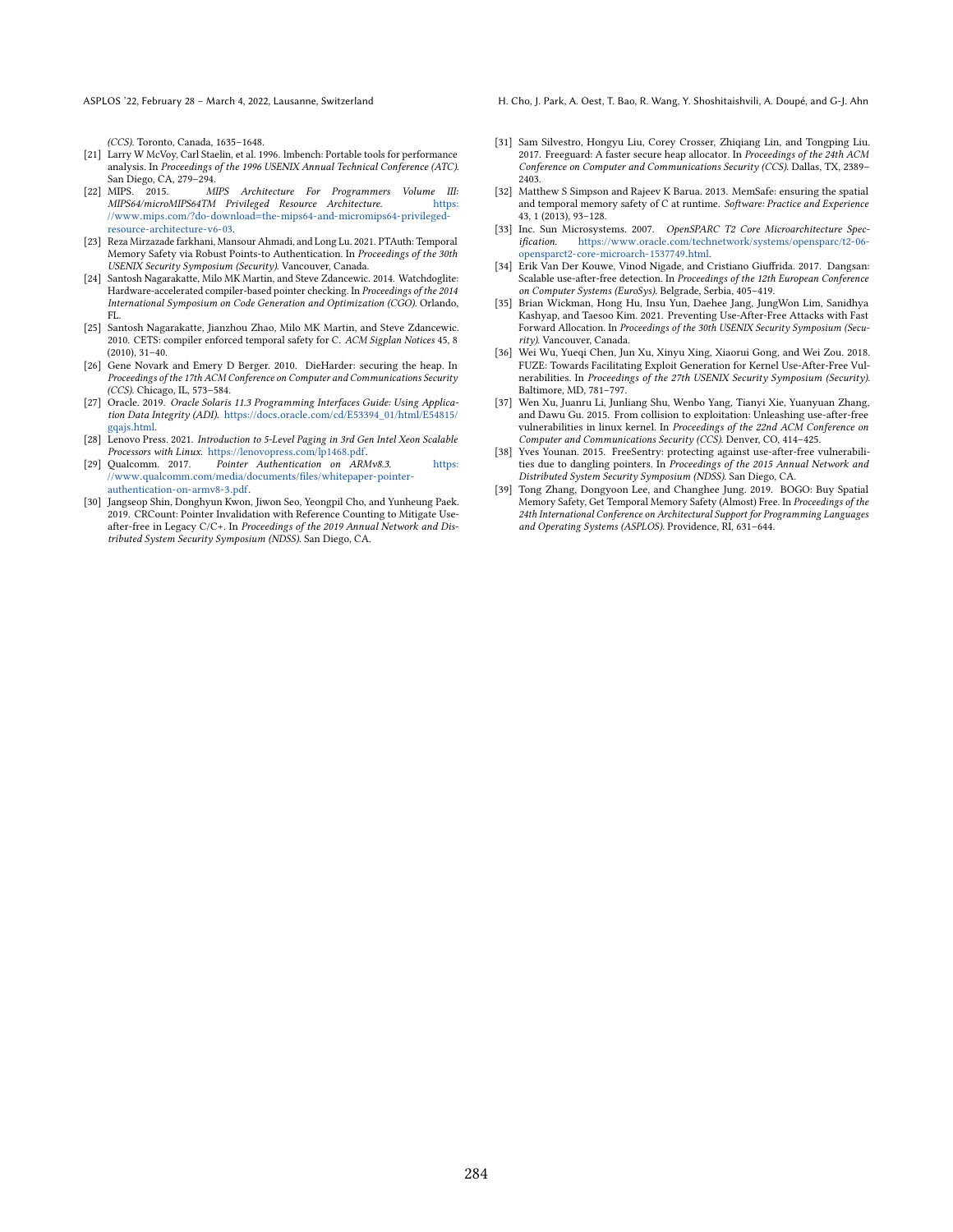(CCS). Toronto, Canada, 1635–1648.

- [21] Larry W McVoy, Carl Staelin, et al. 1996. lmbench: Portable tools for performance analysis. In *Proceedings of the 1996 USENIX Annual Technical Conference (ATC)*. San Diego, CA, 279–294.
- [22] MIPS. 2015. *MIPS Architecture For Programmers Volume III: MIPS64/microMIPS64TM Privileged Resource Architecture*. https://www.mips.com/?do-download=the-mips64-and-micromips64-privileged-resource-architecture-v6-03.
- [23] Reza Mirzazade farkhani, Mansour Ahmadi, and Long Lu. 2021. PTAuth: Temporal Memory Safety via Robust Points-to Authentication. In *Proceedings of the 30th USENIX Security Symposium (Security)*. Vancouver, Canada.
- [24] Santosh Nagarakatte, Milo MK Martin, and Steve Zdancewic. 2014. Watchdoglite: Hardware-accelerated compiler-based pointer checking. In *Proceedings of the 2014 International Symposium on Code Generation and Optimization (CGO)*. Orlando, FL.
- [25] Santosh Nagarakatte, Jianzhou Zhao, Milo MK Martin, and Steve Zdancewic. 2010. CETS: compiler enforced temporal safety for C. *ACM Sigplan Notices* 45, 8 (2010), 31–40.
- [26] Gene Novark and Emery D Berger. 2010. DieHarder: securing the heap. In *Proceedings of the 17th ACM Conference on Computer and Communications Security (CCS)*. Chicago, IL, 573–584.
- [27] Oracle. 2019. *Oracle Solaris 11.3 Programming Interfaces Guide: Using Application Data Integrity (ADI)*. https://docs.oracle.com/cd/E53394_01/html/E54815/gqajs.html.
- [28] Lenovo Press. 2021. *Introduction to 5-Level Paging in 3rd Gen Intel Xeon Scalable Processors with Linux*. https://lenovopress.com/lp1468.pdf.
- [29] Qualcomm. 2017. *Pointer Authentication on ARMv8.3*. https://www.qualcomm.com/media/documents/files/whitepaper-pointer-authentication-on-armv8-3.pdf.
- [30] Jangseop Shin, Donghyun Kwon, Jiwon Seo, Yeongpil Cho, and Yunheung Paek. 2019. CRCount: Pointer Invalidation with Reference Counting to Mitigate Use-after-free in Legacy C/C+. In *Proceedings of the 2019 Annual Network and Distributed System Security Symposium (NDSS)*. San Diego, CA.
- [31] Sam Silvestro, Hongyu Liu, Corey Crosser, Zhiqiang Lin, and Tongping Liu. 2017. Freeguard: A faster secure heap allocator. In *Proceedings of the 24th ACM Conference on Computer and Communications Security (CCS)*. Dallas, TX, 2389–2403.
- [32] Matthew S Simpson and Rajeev K Barua. 2013. MemSafe: ensuring the spatial and temporal memory safety of C at runtime. *Software: Practice and Experience* 43, 1 (2013), 93–128.
- [33] Inc. Sun Microsystems. 2007. *OpenSPARC T2 Core Microarchitecture Specification*. https://www.oracle.com/technetwork/systems/opensparc/t2-06-opensparct2-core-microarch-1537749.html.
- [34] Erik Van Der Kouwe, Vinod Nigade, and Cristiano Giuffrida. 2017. Dangsan: Scalable use-after-free detection. In *Proceedings of the 12th European Conference on Computer Systems (EuroSys)*. Belgrade, Serbia, 405–419.
- [35] Brian Wickman, Hong Hu, Insu Yun, Daehee Jang, JungWon Lim, Sanidhya Kashyap, and Taesoo Kim. 2021. Preventing Use-After-Free Attacks with Fast Forward Allocation. In *Proceedings of the 30th USENIX Security Symposium (Security)*. Vancouver, Canada.
- [36] Wei Wu, Yueqi Chen, Jun Xu, Xinyu Xing, Xiaorui Gong, and Wei Zou. 2018. FUZE: Towards Facilitating Exploit Generation for Kernel Use-After-Free Vulnerabilities. In *Proceedings of the 27th USENIX Security Symposium (Security)*. Baltimore, MD, 781–797.
- [37] Wen Xu, Juanru Li, Junliang Shu, Wenbo Yang, Tianyi Xie, Yuanyuan Zhang, and Dawu Gu. 2015. From collision to exploitation: Unleashing use-after-free vulnerabilities in linux kernel. In *Proceedings of the 22nd ACM Conference on Computer and Communications Security (CCS)*. Denver, CO, 414–425.
- [38] Yves Younan. 2015. FreeSentry: protecting against use-after-free vulnerabilities due to dangling pointers. In *Proceedings of the 2015 Annual Network and Distributed System Security Symposium (NDSS)*. San Diego, CA.
- [39] Tong Zhang, Dongyoon Lee, and Changhee Jung. 2019. BOGO: Buy Spatial Memory Safety, Get Temporal Memory Safety (Almost) Free. In *Proceedings of the 24th International Conference on Architectural Support for Programming Languages and Operating Systems (ASPLOS)*. Providence, RI, 631–644.